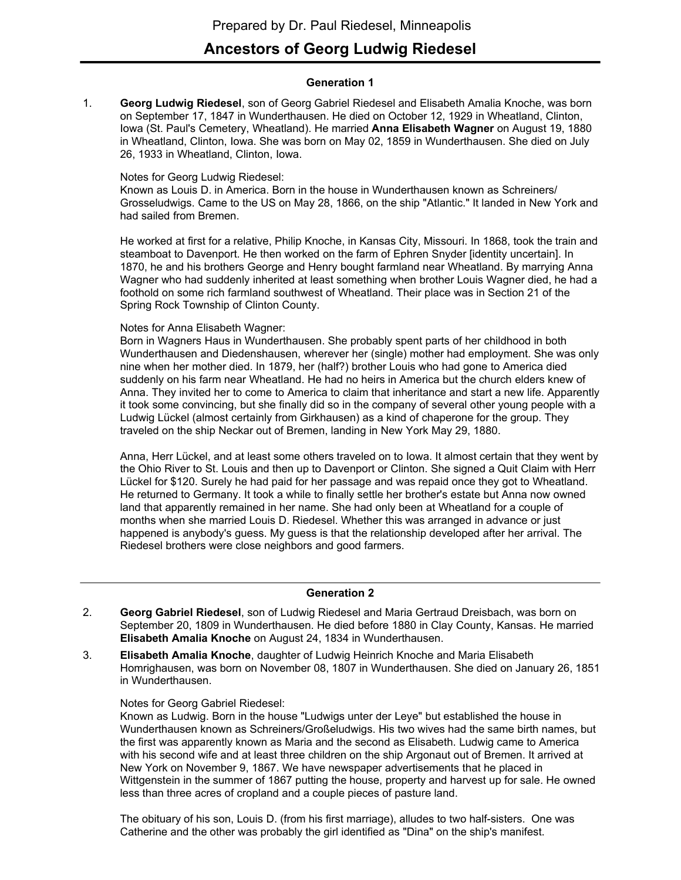Prepared by Dr. Paul Riedesel, Minneapolis

# Ancestors of Georg Ludwig Riedesel

## Generation 1

1. **Georg Ludwig Riedesel**, son of Georg Gabriel Riedesel and Elisabeth Amalia Knoche, was born on September 17, 1847 in Wunderthausen. He died on October 12, 1929 in Wheatland, Clinton, Iowa (St. Paul's Cemetery, Wheatland). He married **Anna Elisabeth Wagner** on August 19, 1880 in Wheatland, Clinton, Iowa. She was born on May 02, 1859 in Wunderthausen. She died on July 26, 1933 in Wheatland, Clinton, Iowa.

   Notes for Georg Ludwig Riedesel:
   Known as Louis D. in America. Born in the house in Wunderthausen known as Schreiners/ Grosseludwigs. Came to the US on May 28, 1866, on the ship "Atlantic." It landed in New York and had sailed from Bremen.

   He worked at first for a relative, Philip Knoche, in Kansas City, Missouri. In 1868, took the train and steamboat to Davenport. He then worked on the farm of Ephren Snyder [identity uncertain]. In 1870, he and his brothers George and Henry bought farmland near Wheatland. By marrying Anna Wagner who had suddenly inherited at least something when brother Louis Wagner died, he had a foothold on some rich farmland southwest of Wheatland. Their place was in Section 21 of the Spring Rock Township of Clinton County.

   Notes for Anna Elisabeth Wagner:
   Born in Wagners Haus in Wunderthausen. She probably spent parts of her childhood in both Wunderthausen and Diedenshausen, wherever her (single) mother had employment. She was only nine when her mother died. In 1879, her (half?) brother Louis who had gone to America died suddenly on his farm near Wheatland. He had no heirs in America but the church elders knew of Anna. They invited her to come to America to claim that inheritance and start a new life. Apparently it took some convincing, but she finally did so in the company of several other young people with a Ludwig Lückel (almost certainly from Girkhausen) as a kind of chaperone for the group. They traveled on the ship Neckar out of Bremen, landing in New York May 29, 1880.

   Anna, Herr Lückel, and at least some others traveled on to Iowa. It almost certain that they went by the Ohio River to St. Louis and then up to Davenport or Clinton. She signed a Quit Claim with Herr Lückel for $120. Surely he had paid for her passage and was repaid once they got to Wheatland. He returned to Germany. It took a while to finally settle her brother's estate but Anna now owned land that apparently remained in her name. She had only been at Wheatland for a couple of months when she married Louis D. Riedesel. Whether this was arranged in advance or just happened is anybody's guess. My guess is that the relationship developed after her arrival. The Riedesel brothers were close neighbors and good farmers.

## Generation 2

2. **Georg Gabriel Riedesel**, son of Ludwig Riedesel and Maria Gertraud Dreisbach, was born on September 20, 1809 in Wunderthausen. He died before 1880 in Clay County, Kansas. He married **Elisabeth Amalia Knoche** on August 24, 1834 in Wunderthausen.

3. **Elisabeth Amalia Knoche**, daughter of Ludwig Heinrich Knoche and Maria Elisabeth Homrighausen, was born on November 08, 1807 in Wunderthausen. She died on January 26, 1851 in Wunderthausen.

   Notes for Georg Gabriel Riedesel:
   Known as Ludwig. Born in the house "Ludwigs unter der Leye" but established the house in Wunderthausen known as Schreiners/Großeludwigs. His two wives had the same birth names, but the first was apparently known as Maria and the second as Elisabeth. Ludwig came to America with his second wife and at least three children on the ship Argonaut out of Bremen. It arrived at New York on November 9, 1867. We have newspaper advertisements that he placed in Wittgenstein in the summer of 1867 putting the house, property and harvest up for sale. He owned less than three acres of cropland and a couple pieces of pasture land.

   The obituary of his son, Louis D. (from his first marriage), alludes to two half-sisters. One was Catherine and the other was probably the girl identified as "Dina" on the ship's manifest.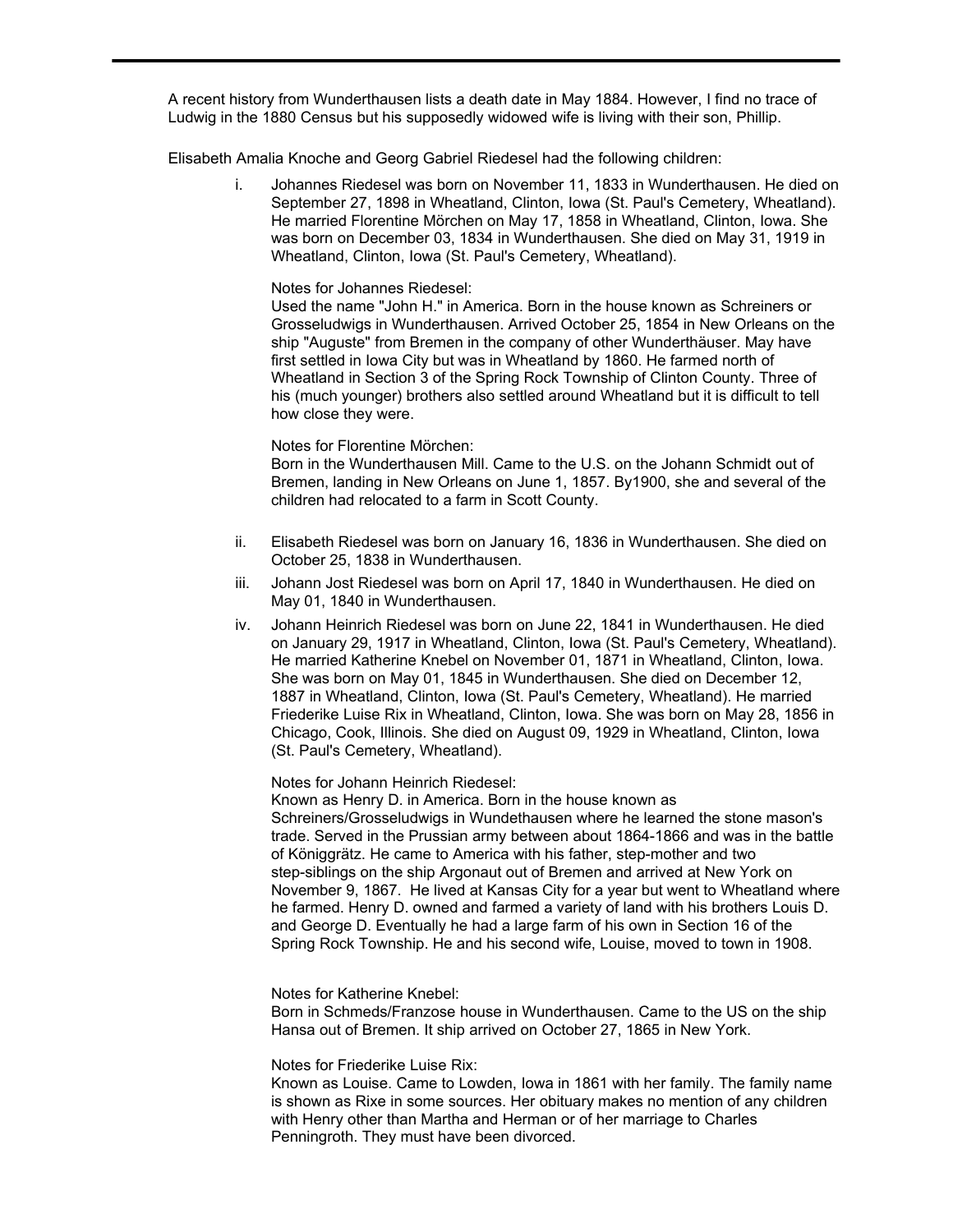A recent history from Wunderthausen lists a death date in May 1884. However, I find no trace of Ludwig in the 1880 Census but his supposedly widowed wife is living with their son, Phillip.

Elisabeth Amalia Knoche and Georg Gabriel Riedesel had the following children:

i. Johannes Riedesel was born on November 11, 1833 in Wunderthausen. He died on September 27, 1898 in Wheatland, Clinton, Iowa (St. Paul's Cemetery, Wheatland). He married Florentine Mörchen on May 17, 1858 in Wheatland, Clinton, Iowa. She was born on December 03, 1834 in Wunderthausen. She died on May 31, 1919 in Wheatland, Clinton, Iowa (St. Paul's Cemetery, Wheatland).

   Notes for Johannes Riedesel:
   Used the name "John H." in America. Born in the house known as Schreiners or Grosseludwigs in Wunderthausen. Arrived October 25, 1854 in New Orleans on the ship "Auguste" from Bremen in the company of other Wunderthäuser. May have first settled in Iowa City but was in Wheatland by 1860. He farmed north of Wheatland in Section 3 of the Spring Rock Township of Clinton County. Three of his (much younger) brothers also settled around Wheatland but it is difficult to tell how close they were.

   Notes for Florentine Mörchen:
   Born in the Wunderthausen Mill. Came to the U.S. on the Johann Schmidt out of Bremen, landing in New Orleans on June 1, 1857. By1900, she and several of the children had relocated to a farm in Scott County.

ii. Elisabeth Riedesel was born on January 16, 1836 in Wunderthausen. She died on October 25, 1838 in Wunderthausen.

iii. Johann Jost Riedesel was born on April 17, 1840 in Wunderthausen. He died on May 01, 1840 in Wunderthausen.

iv. Johann Heinrich Riedesel was born on June 22, 1841 in Wunderthausen. He died on January 29, 1917 in Wheatland, Clinton, Iowa (St. Paul's Cemetery, Wheatland). He married Katherine Knebel on November 01, 1871 in Wheatland, Clinton, Iowa. She was born on May 01, 1845 in Wunderthausen. She died on December 12, 1887 in Wheatland, Clinton, Iowa (St. Paul's Cemetery, Wheatland). He married Friederike Luise Rix in Wheatland, Clinton, Iowa. She was born on May 28, 1856 in Chicago, Cook, Illinois. She died on August 09, 1929 in Wheatland, Clinton, Iowa (St. Paul's Cemetery, Wheatland).

   Notes for Johann Heinrich Riedesel:
   Known as Henry D. in America. Born in the house known as Schreiners/Grosseludwigs in Wundethausen where he learned the stone mason's trade. Served in the Prussian army between about 1864-1866 and was in the battle of Königgrätz. He came to America with his father, step-mother and two step-siblings on the ship Argonaut out of Bremen and arrived at New York on November 9, 1867. He lived at Kansas City for a year but went to Wheatland where he farmed. Henry D. owned and farmed a variety of land with his brothers Louis D. and George D. Eventually he had a large farm of his own in Section 16 of the Spring Rock Township. He and his second wife, Louise, moved to town in 1908.

   Notes for Katherine Knebel:
   Born in Schmeds/Franzose house in Wunderthausen. Came to the US on the ship Hansa out of Bremen. It ship arrived on October 27, 1865 in New York.

   Notes for Friederike Luise Rix:
   Known as Louise. Came to Lowden, Iowa in 1861 with her family. The family name is shown as Rixe in some sources. Her obituary makes no mention of any children with Henry other than Martha and Herman or of her marriage to Charles Penningroth. They must have been divorced.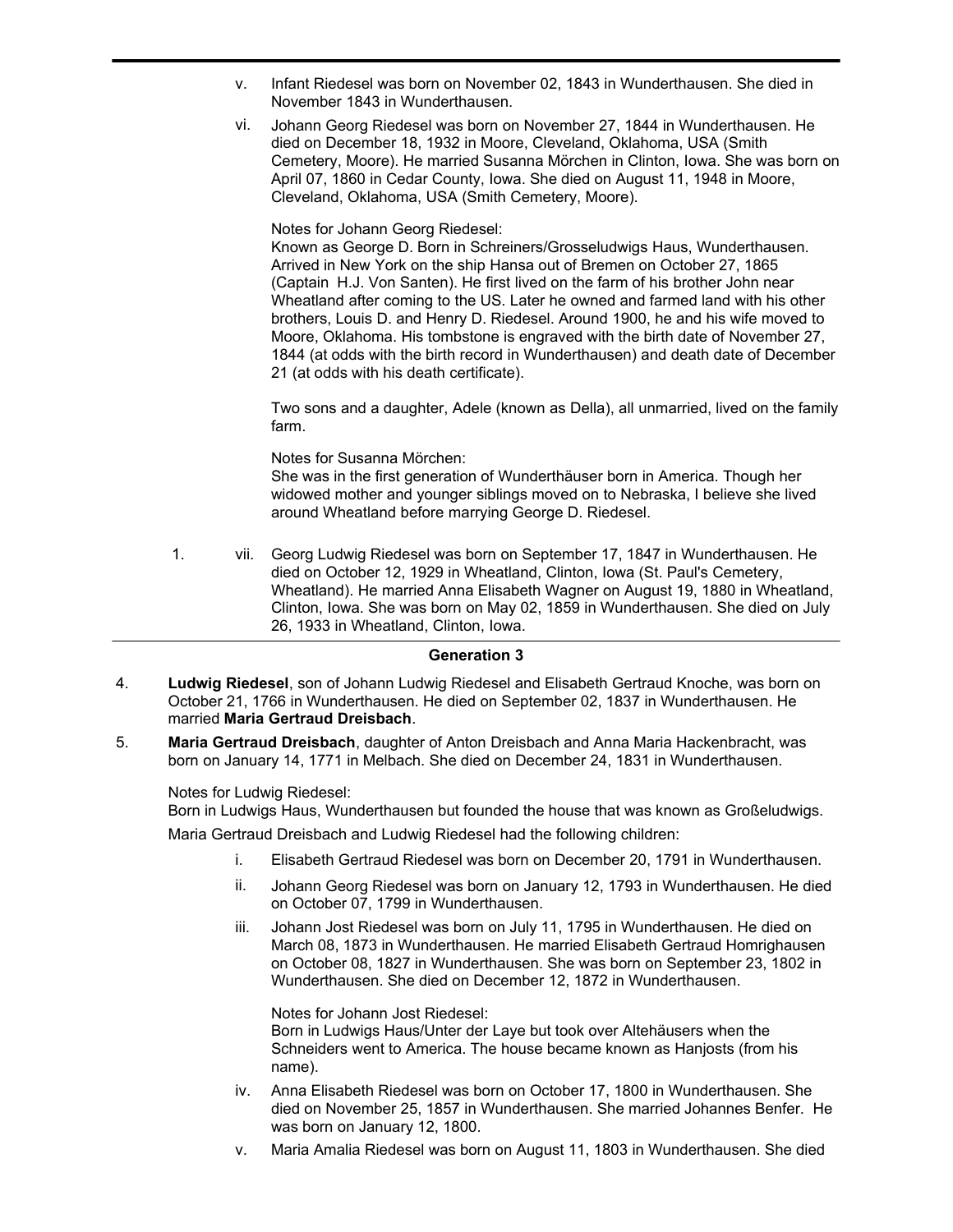v. Infant Riedesel was born on November 02, 1843 in Wunderthausen. She died in November 1843 in Wunderthausen.

vi. Johann Georg Riedesel was born on November 27, 1844 in Wunderthausen. He died on December 18, 1932 in Moore, Cleveland, Oklahoma, USA (Smith Cemetery, Moore). He married Susanna Mörchen in Clinton, Iowa. She was born on April 07, 1860 in Cedar County, Iowa. She died on August 11, 1948 in Moore, Cleveland, Oklahoma, USA (Smith Cemetery, Moore).

Notes for Johann Georg Riedesel:
Known as George D. Born in Schreiners/Grosseludwigs Haus, Wunderthausen. Arrived in New York on the ship Hansa out of Bremen on October 27, 1865 (Captain H.J. Von Santen). He first lived on the farm of his brother John near Wheatland after coming to the US. Later he owned and farmed land with his other brothers, Louis D. and Henry D. Riedesel. Around 1900, he and his wife moved to Moore, Oklahoma. His tombstone is engraved with the birth date of November 27, 1844 (at odds with the birth record in Wunderthausen) and death date of December 21 (at odds with his death certificate).

Two sons and a daughter, Adele (known as Della), all unmarried, lived on the family farm.

Notes for Susanna Mörchen:
She was in the first generation of Wunderthäuser born in America. Though her widowed mother and younger siblings moved on to Nebraska, I believe she lived around Wheatland before marrying George D. Riedesel.

1. vii. Georg Ludwig Riedesel was born on September 17, 1847 in Wunderthausen. He died on October 12, 1929 in Wheatland, Clinton, Iowa (St. Paul's Cemetery, Wheatland). He married Anna Elisabeth Wagner on August 19, 1880 in Wheatland, Clinton, Iowa. She was born on May 02, 1859 in Wunderthausen. She died on July 26, 1933 in Wheatland, Clinton, Iowa.

## Generation 3

4. **Ludwig Riedesel**, son of Johann Ludwig Riedesel and Elisabeth Gertraud Knoche, was born on October 21, 1766 in Wunderthausen. He died on September 02, 1837 in Wunderthausen. He married **Maria Gertraud Dreisbach**.

5. **Maria Gertraud Dreisbach**, daughter of Anton Dreisbach and Anna Maria Hackenbracht, was born on January 14, 1771 in Melbach. She died on December 24, 1831 in Wunderthausen.

Notes for Ludwig Riedesel:
Born in Ludwigs Haus, Wunderthausen but founded the house that was known as Großeludwigs.

Maria Gertraud Dreisbach and Ludwig Riedesel had the following children:

i. Elisabeth Gertraud Riedesel was born on December 20, 1791 in Wunderthausen.

ii. Johann Georg Riedesel was born on January 12, 1793 in Wunderthausen. He died on October 07, 1799 in Wunderthausen.

iii. Johann Jost Riedesel was born on July 11, 1795 in Wunderthausen. He died on March 08, 1873 in Wunderthausen. He married Elisabeth Gertraud Homrighausen on October 08, 1827 in Wunderthausen. She was born on September 23, 1802 in Wunderthausen. She died on December 12, 1872 in Wunderthausen.

Notes for Johann Jost Riedesel:
Born in Ludwigs Haus/Unter der Laye but took over Altehäusers when the Schneiders went to America. The house became known as Hanjosts (from his name).

iv. Anna Elisabeth Riedesel was born on October 17, 1800 in Wunderthausen. She died on November 25, 1857 in Wunderthausen. She married Johannes Benfer. He was born on January 12, 1800.

v. Maria Amalia Riedesel was born on August 11, 1803 in Wunderthausen. She died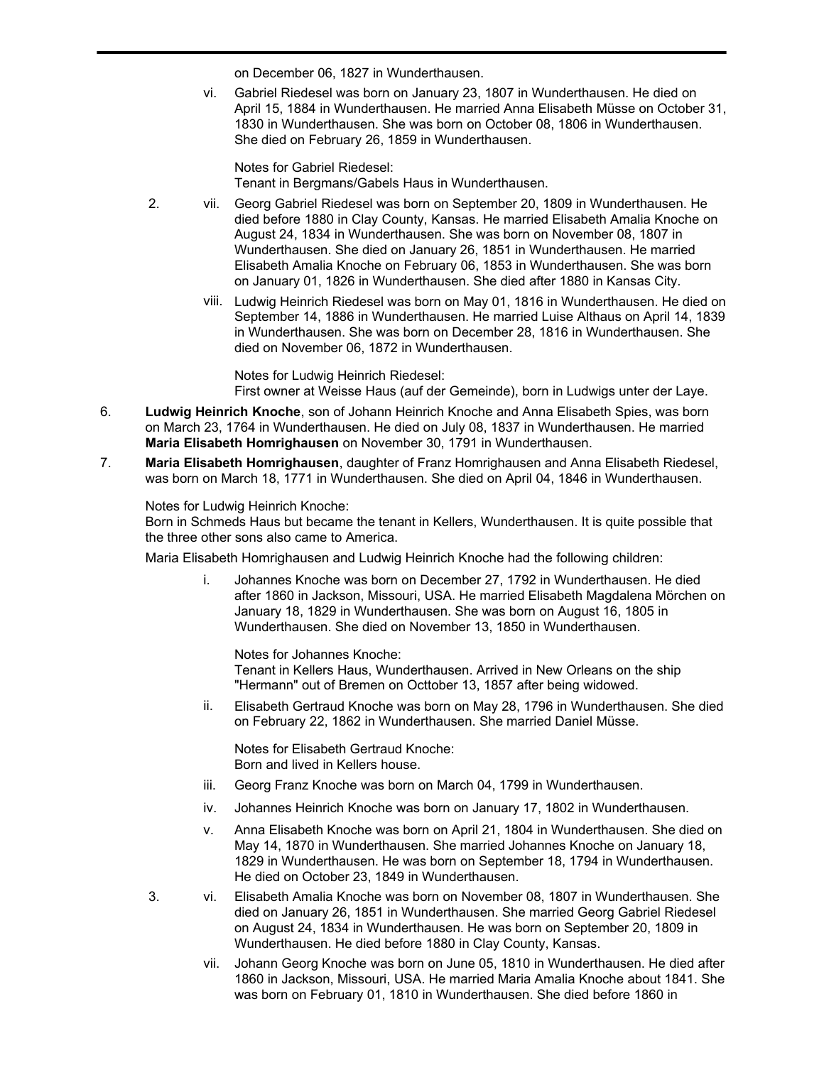on December 06, 1827 in Wunderthausen.

vi. Gabriel Riedesel was born on January 23, 1807 in Wunderthausen. He died on April 15, 1884 in Wunderthausen. He married Anna Elisabeth Müsse on October 31, 1830 in Wunderthausen. She was born on October 08, 1806 in Wunderthausen. She died on February 26, 1859 in Wunderthausen.

Notes for Gabriel Riedesel:
Tenant in Bergmans/Gabels Haus in Wunderthausen.

2. vii. Georg Gabriel Riedesel was born on September 20, 1809 in Wunderthausen. He died before 1880 in Clay County, Kansas. He married Elisabeth Amalia Knoche on August 24, 1834 in Wunderthausen. She was born on November 08, 1807 in Wunderthausen. She died on January 26, 1851 in Wunderthausen. He married Elisabeth Amalia Knoche on February 06, 1853 in Wunderthausen. She was born on January 01, 1826 in Wunderthausen. She died after 1880 in Kansas City.

viii. Ludwig Heinrich Riedesel was born on May 01, 1816 in Wunderthausen. He died on September 14, 1886 in Wunderthausen. He married Luise Althaus on April 14, 1839 in Wunderthausen. She was born on December 28, 1816 in Wunderthausen. She died on November 06, 1872 in Wunderthausen.

Notes for Ludwig Heinrich Riedesel:
First owner at Weisse Haus (auf der Gemeinde), born in Ludwigs unter der Laye.

6. **Ludwig Heinrich Knoche**, son of Johann Heinrich Knoche and Anna Elisabeth Spies, was born on March 23, 1764 in Wunderthausen. He died on July 08, 1837 in Wunderthausen. He married **Maria Elisabeth Homrighausen** on November 30, 1791 in Wunderthausen.

7. **Maria Elisabeth Homrighausen**, daughter of Franz Homrighausen and Anna Elisabeth Riedesel, was born on March 18, 1771 in Wunderthausen. She died on April 04, 1846 in Wunderthausen.

Notes for Ludwig Heinrich Knoche:
Born in Schmeds Haus but became the tenant in Kellers, Wunderthausen. It is quite possible that the three other sons also came to America.

Maria Elisabeth Homrighausen and Ludwig Heinrich Knoche had the following children:

i. Johannes Knoche was born on December 27, 1792 in Wunderthausen. He died after 1860 in Jackson, Missouri, USA. He married Elisabeth Magdalena Mörchen on January 18, 1829 in Wunderthausen. She was born on August 16, 1805 in Wunderthausen. She died on November 13, 1850 in Wunderthausen.

Notes for Johannes Knoche:
Tenant in Kellers Haus, Wunderthausen. Arrived in New Orleans on the ship "Hermann" out of Bremen on Octtober 13, 1857 after being widowed.

ii. Elisabeth Gertraud Knoche was born on May 28, 1796 in Wunderthausen. She died on February 22, 1862 in Wunderthausen. She married Daniel Müsse.

Notes for Elisabeth Gertraud Knoche:
Born and lived in Kellers house.

iii. Georg Franz Knoche was born on March 04, 1799 in Wunderthausen.

iv. Johannes Heinrich Knoche was born on January 17, 1802 in Wunderthausen.

v. Anna Elisabeth Knoche was born on April 21, 1804 in Wunderthausen. She died on May 14, 1870 in Wunderthausen. She married Johannes Knoche on January 18, 1829 in Wunderthausen. He was born on September 18, 1794 in Wunderthausen. He died on October 23, 1849 in Wunderthausen.

3. vi. Elisabeth Amalia Knoche was born on November 08, 1807 in Wunderthausen. She died on January 26, 1851 in Wunderthausen. She married Georg Gabriel Riedesel on August 24, 1834 in Wunderthausen. He was born on September 20, 1809 in Wunderthausen. He died before 1880 in Clay County, Kansas.

vii. Johann Georg Knoche was born on June 05, 1810 in Wunderthausen. He died after 1860 in Jackson, Missouri, USA. He married Maria Amalia Knoche about 1841. She was born on February 01, 1810 in Wunderthausen. She died before 1860 in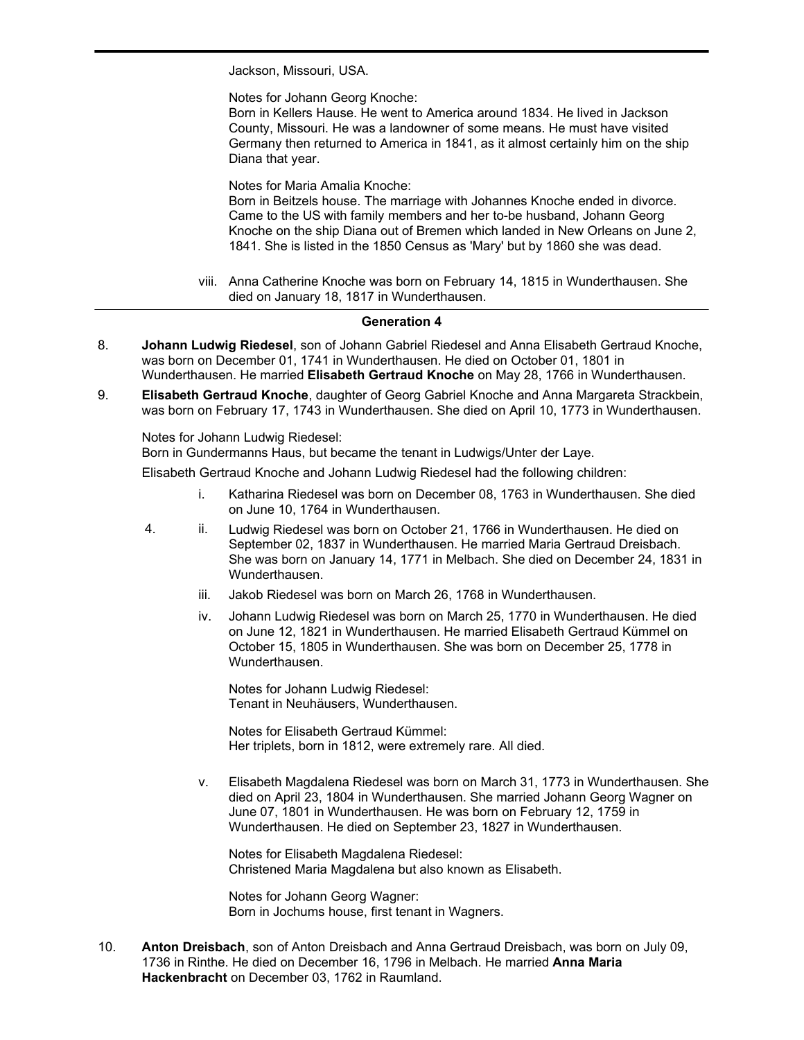Jackson, Missouri, USA.

Notes for Johann Georg Knoche:
Born in Kellers Hause. He went to America around 1834. He lived in Jackson County, Missouri. He was a landowner of some means. He must have visited Germany then returned to America in 1841, as it almost certainly him on the ship Diana that year.

Notes for Maria Amalia Knoche:
Born in Beitzels house. The marriage with Johannes Knoche ended in divorce. Came to the US with family members and her to-be husband, Johann Georg Knoche on the ship Diana out of Bremen which landed in New Orleans on June 2, 1841. She is listed in the 1850 Census as 'Mary' but by 1860 she was dead.

viii. Anna Catherine Knoche was born on February 14, 1815 in Wunderthausen. She died on January 18, 1817 in Wunderthausen.

---

## Generation 4

8. **Johann Ludwig Riedesel**, son of Johann Gabriel Riedesel and Anna Elisabeth Gertraud Knoche, was born on December 01, 1741 in Wunderthausen. He died on October 01, 1801 in Wunderthausen. He married **Elisabeth Gertraud Knoche** on May 28, 1766 in Wunderthausen.

9. **Elisabeth Gertraud Knoche**, daughter of Georg Gabriel Knoche and Anna Margareta Strackbein, was born on February 17, 1743 in Wunderthausen. She died on April 10, 1773 in Wunderthausen.

Notes for Johann Ludwig Riedesel:
Born in Gundermanns Haus, but became the tenant in Ludwigs/Unter der Laye.

Elisabeth Gertraud Knoche and Johann Ludwig Riedesel had the following children:

i. Katharina Riedesel was born on December 08, 1763 in Wunderthausen. She died on June 10, 1764 in Wunderthausen.

4. ii. Ludwig Riedesel was born on October 21, 1766 in Wunderthausen. He died on September 02, 1837 in Wunderthausen. He married Maria Gertraud Dreisbach. She was born on January 14, 1771 in Melbach. She died on December 24, 1831 in Wunderthausen.

iii. Jakob Riedesel was born on March 26, 1768 in Wunderthausen.

iv. Johann Ludwig Riedesel was born on March 25, 1770 in Wunderthausen. He died on June 12, 1821 in Wunderthausen. He married Elisabeth Gertraud Kümmel on October 15, 1805 in Wunderthausen. She was born on December 25, 1778 in Wunderthausen.

Notes for Johann Ludwig Riedesel:
Tenant in Neuhäusers, Wunderthausen.

Notes for Elisabeth Gertraud Kümmel:
Her triplets, born in 1812, were extremely rare. All died.

v. Elisabeth Magdalena Riedesel was born on March 31, 1773 in Wunderthausen. She died on April 23, 1804 in Wunderthausen. She married Johann Georg Wagner on June 07, 1801 in Wunderthausen. He was born on February 12, 1759 in Wunderthausen. He died on September 23, 1827 in Wunderthausen.

Notes for Elisabeth Magdalena Riedesel:
Christened Maria Magdalena but also known as Elisabeth.

Notes for Johann Georg Wagner:
Born in Jochums house, first tenant in Wagners.

10. **Anton Dreisbach**, son of Anton Dreisbach and Anna Gertraud Dreisbach, was born on July 09, 1736 in Rinthe. He died on December 16, 1796 in Melbach. He married **Anna Maria Hackenbracht** on December 03, 1762 in Raumland.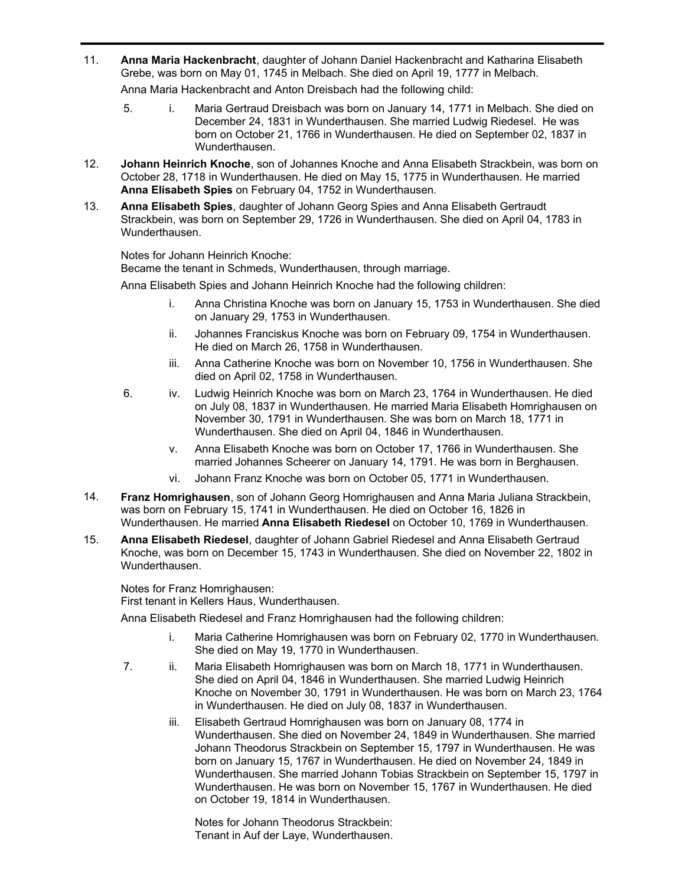11. **Anna Maria Hackenbracht**, daughter of Johann Daniel Hackenbracht and Katharina Elisabeth Grebe, was born on May 01, 1745 in Melbach. She died on April 19, 1777 in Melbach.

    Anna Maria Hackenbracht and Anton Dreisbach had the following child:

    5. i. Maria Gertraud Dreisbach was born on January 14, 1771 in Melbach. She died on December 24, 1831 in Wunderthausen. She married Ludwig Riedesel. He was born on October 21, 1766 in Wunderthausen. He died on September 02, 1837 in Wunderthausen.

12. **Johann Heinrich Knoche**, son of Johannes Knoche and Anna Elisabeth Strackbein, was born on October 28, 1718 in Wunderthausen. He died on May 15, 1775 in Wunderthausen. He married **Anna Elisabeth Spies** on February 04, 1752 in Wunderthausen.

13. **Anna Elisabeth Spies**, daughter of Johann Georg Spies and Anna Elisabeth Gertraudt Strackbein, was born on September 29, 1726 in Wunderthausen. She died on April 04, 1783 in Wunderthausen.

    Notes for Johann Heinrich Knoche:
    Became the tenant in Schmeds, Wunderthausen, through marriage.

    Anna Elisabeth Spies and Johann Heinrich Knoche had the following children:

    i. Anna Christina Knoche was born on January 15, 1753 in Wunderthausen. She died on January 29, 1753 in Wunderthausen.

    ii. Johannes Franciskus Knoche was born on February 09, 1754 in Wunderthausen. He died on March 26, 1758 in Wunderthausen.

    iii. Anna Catherine Knoche was born on November 10, 1756 in Wunderthausen. She died on April 02, 1758 in Wunderthausen.

    6. iv. Ludwig Heinrich Knoche was born on March 23, 1764 in Wunderthausen. He died on July 08, 1837 in Wunderthausen. He married Maria Elisabeth Homrighausen on November 30, 1791 in Wunderthausen. She was born on March 18, 1771 in Wunderthausen. She died on April 04, 1846 in Wunderthausen.

    v. Anna Elisabeth Knoche was born on October 17, 1766 in Wunderthausen. She married Johannes Scheerer on January 14, 1791. He was born in Berghausen.

    vi. Johann Franz Knoche was born on October 05, 1771 in Wunderthausen.

14. **Franz Homrighausen**, son of Johann Georg Homrighausen and Anna Maria Juliana Strackbein, was born on February 15, 1741 in Wunderthausen. He died on October 16, 1826 in Wunderthausen. He married **Anna Elisabeth Riedesel** on October 10, 1769 in Wunderthausen.

15. **Anna Elisabeth Riedesel**, daughter of Johann Gabriel Riedesel and Anna Elisabeth Gertraud Knoche, was born on December 15, 1743 in Wunderthausen. She died on November 22, 1802 in Wunderthausen.

    Notes for Franz Homrighausen:
    First tenant in Kellers Haus, Wunderthausen.

    Anna Elisabeth Riedesel and Franz Homrighausen had the following children:

    i. Maria Catherine Homrighausen was born on February 02, 1770 in Wunderthausen. She died on May 19, 1770 in Wunderthausen.

    7. ii. Maria Elisabeth Homrighausen was born on March 18, 1771 in Wunderthausen. She died on April 04, 1846 in Wunderthausen. She married Ludwig Heinrich Knoche on November 30, 1791 in Wunderthausen. He was born on March 23, 1764 in Wunderthausen. He died on July 08, 1837 in Wunderthausen.

    iii. Elisabeth Gertraud Homrighausen was born on January 08, 1774 in Wunderthausen. She died on November 24, 1849 in Wunderthausen. She married Johann Theodorus Strackbein on September 15, 1797 in Wunderthausen. He was born on January 15, 1767 in Wunderthausen. He died on November 24, 1849 in Wunderthausen. She married Johann Tobias Strackbein on September 15, 1797 in Wunderthausen. He was born on November 15, 1767 in Wunderthausen. He died on October 19, 1814 in Wunderthausen.

    Notes for Johann Theodorus Strackbein:
    Tenant in Auf der Laye, Wunderthausen.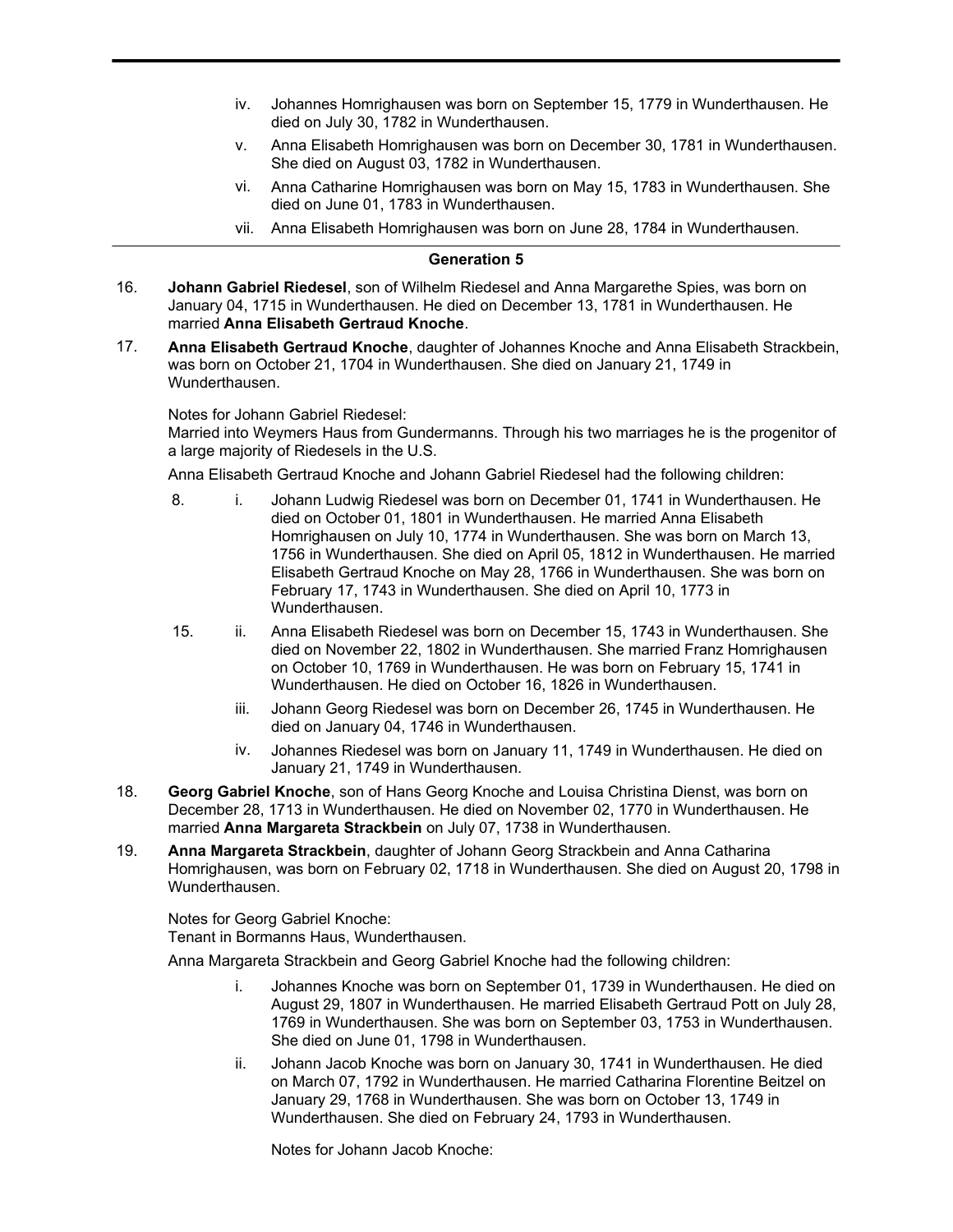iv. Johannes Homrighausen was born on September 15, 1779 in Wunderthausen. He died on July 30, 1782 in Wunderthausen.

v. Anna Elisabeth Homrighausen was born on December 30, 1781 in Wunderthausen. She died on August 03, 1782 in Wunderthausen.

vi. Anna Catharine Homrighausen was born on May 15, 1783 in Wunderthausen. She died on June 01, 1783 in Wunderthausen.

vii. Anna Elisabeth Homrighausen was born on June 28, 1784 in Wunderthausen.

---

## Generation 5

16. **Johann Gabriel Riedesel**, son of Wilhelm Riedesel and Anna Margarethe Spies, was born on January 04, 1715 in Wunderthausen. He died on December 13, 1781 in Wunderthausen. He married **Anna Elisabeth Gertraud Knoche**.

17. **Anna Elisabeth Gertraud Knoche**, daughter of Johannes Knoche and Anna Elisabeth Strackbein, was born on October 21, 1704 in Wunderthausen. She died on January 21, 1749 in Wunderthausen.

Notes for Johann Gabriel Riedesel:
Married into Weymers Haus from Gundermanns. Through his two marriages he is the progenitor of a large majority of Riedesels in the U.S.

Anna Elisabeth Gertraud Knoche and Johann Gabriel Riedesel had the following children:

8. i. Johann Ludwig Riedesel was born on December 01, 1741 in Wunderthausen. He died on October 01, 1801 in Wunderthausen. He married Anna Elisabeth Homrighausen on July 10, 1774 in Wunderthausen. She was born on March 13, 1756 in Wunderthausen. She died on April 05, 1812 in Wunderthausen. He married Elisabeth Gertraud Knoche on May 28, 1766 in Wunderthausen. She was born on February 17, 1743 in Wunderthausen. She died on April 10, 1773 in Wunderthausen.

15. ii. Anna Elisabeth Riedesel was born on December 15, 1743 in Wunderthausen. She died on November 22, 1802 in Wunderthausen. She married Franz Homrighausen on October 10, 1769 in Wunderthausen. He was born on February 15, 1741 in Wunderthausen. He died on October 16, 1826 in Wunderthausen.

iii. Johann Georg Riedesel was born on December 26, 1745 in Wunderthausen. He died on January 04, 1746 in Wunderthausen.

iv. Johannes Riedesel was born on January 11, 1749 in Wunderthausen. He died on January 21, 1749 in Wunderthausen.

18. **Georg Gabriel Knoche**, son of Hans Georg Knoche and Louisa Christina Dienst, was born on December 28, 1713 in Wunderthausen. He died on November 02, 1770 in Wunderthausen. He married **Anna Margareta Strackbein** on July 07, 1738 in Wunderthausen.

19. **Anna Margareta Strackbein**, daughter of Johann Georg Strackbein and Anna Catharina Homrighausen, was born on February 02, 1718 in Wunderthausen. She died on August 20, 1798 in Wunderthausen.

Notes for Georg Gabriel Knoche:
Tenant in Bormanns Haus, Wunderthausen.

Anna Margareta Strackbein and Georg Gabriel Knoche had the following children:

i. Johannes Knoche was born on September 01, 1739 in Wunderthausen. He died on August 29, 1807 in Wunderthausen. He married Elisabeth Gertraud Pott on July 28, 1769 in Wunderthausen. She was born on September 03, 1753 in Wunderthausen. She died on June 01, 1798 in Wunderthausen.

ii. Johann Jacob Knoche was born on January 30, 1741 in Wunderthausen. He died on March 07, 1792 in Wunderthausen. He married Catharina Florentine Beitzel on January 29, 1768 in Wunderthausen. She was born on October 13, 1749 in Wunderthausen. She died on February 24, 1793 in Wunderthausen.

Notes for Johann Jacob Knoche: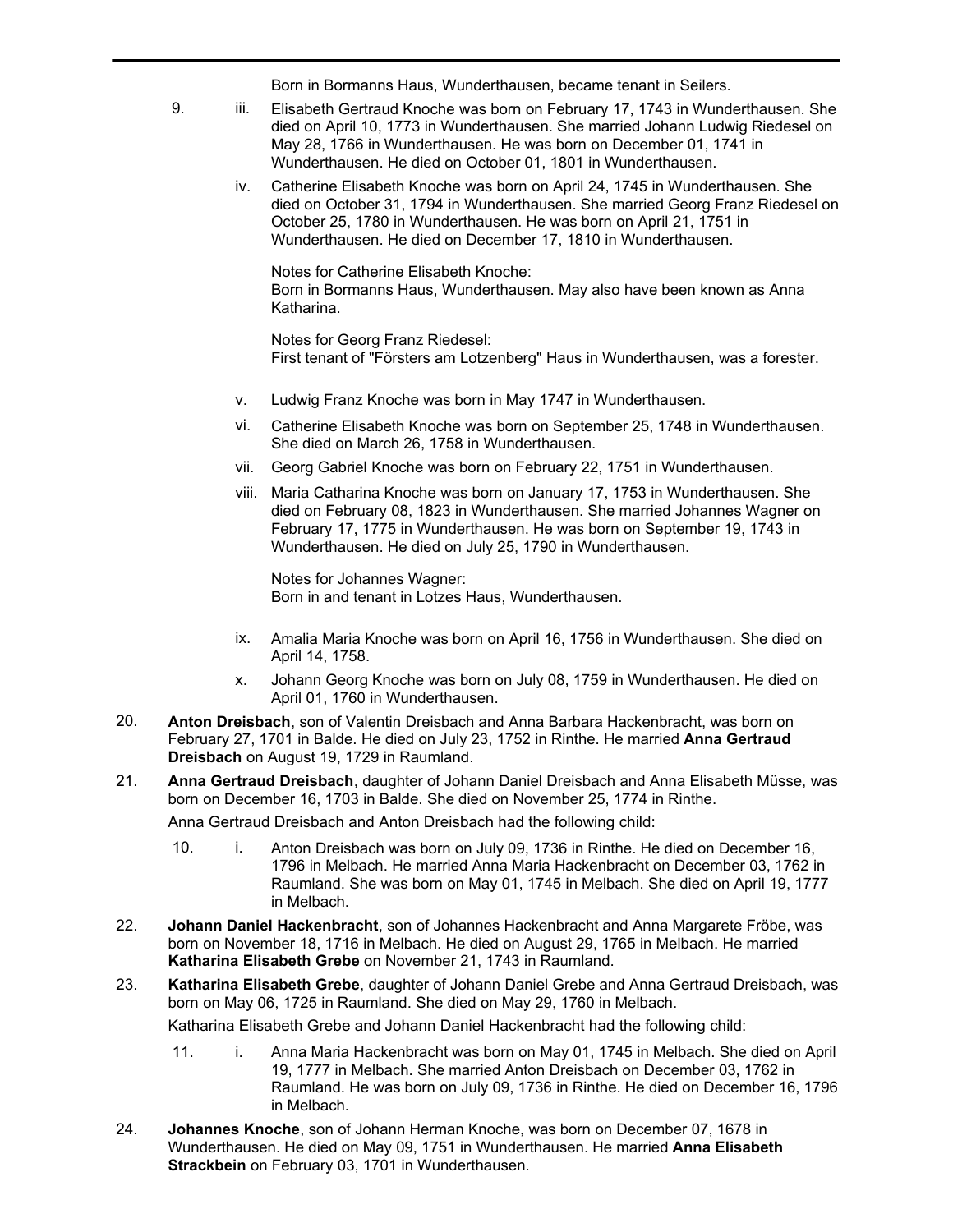Born in Bormanns Haus, Wunderthausen, became tenant in Seilers.

9. iii. Elisabeth Gertraud Knoche was born on February 17, 1743 in Wunderthausen. She died on April 10, 1773 in Wunderthausen. She married Johann Ludwig Riedesel on May 28, 1766 in Wunderthausen. He was born on December 01, 1741 in Wunderthausen. He died on October 01, 1801 in Wunderthausen.

iv. Catherine Elisabeth Knoche was born on April 24, 1745 in Wunderthausen. She died on October 31, 1794 in Wunderthausen. She married Georg Franz Riedesel on October 25, 1780 in Wunderthausen. He was born on April 21, 1751 in Wunderthausen. He died on December 17, 1810 in Wunderthausen.

Notes for Catherine Elisabeth Knoche:
Born in Bormanns Haus, Wunderthausen. May also have been known as Anna Katharina.

Notes for Georg Franz Riedesel:
First tenant of "Försters am Lotzenberg" Haus in Wunderthausen, was a forester.

v. Ludwig Franz Knoche was born in May 1747 in Wunderthausen.

vi. Catherine Elisabeth Knoche was born on September 25, 1748 in Wunderthausen. She died on March 26, 1758 in Wunderthausen.

vii. Georg Gabriel Knoche was born on February 22, 1751 in Wunderthausen.

viii. Maria Catharina Knoche was born on January 17, 1753 in Wunderthausen. She died on February 08, 1823 in Wunderthausen. She married Johannes Wagner on February 17, 1775 in Wunderthausen. He was born on September 19, 1743 in Wunderthausen. He died on July 25, 1790 in Wunderthausen.

Notes for Johannes Wagner:
Born in and tenant in Lotzes Haus, Wunderthausen.

ix. Amalia Maria Knoche was born on April 16, 1756 in Wunderthausen. She died on April 14, 1758.

x. Johann Georg Knoche was born on July 08, 1759 in Wunderthausen. He died on April 01, 1760 in Wunderthausen.

20. **Anton Dreisbach**, son of Valentin Dreisbach and Anna Barbara Hackenbracht, was born on February 27, 1701 in Balde. He died on July 23, 1752 in Rinthe. He married **Anna Gertraud Dreisbach** on August 19, 1729 in Raumland.

21. **Anna Gertraud Dreisbach**, daughter of Johann Daniel Dreisbach and Anna Elisabeth Müsse, was born on December 16, 1703 in Balde. She died on November 25, 1774 in Rinthe.

Anna Gertraud Dreisbach and Anton Dreisbach had the following child:

10. i. Anton Dreisbach was born on July 09, 1736 in Rinthe. He died on December 16, 1796 in Melbach. He married Anna Maria Hackenbracht on December 03, 1762 in Raumland. She was born on May 01, 1745 in Melbach. She died on April 19, 1777 in Melbach.

22. **Johann Daniel Hackenbracht**, son of Johannes Hackenbracht and Anna Margarete Fröbe, was born on November 18, 1716 in Melbach. He died on August 29, 1765 in Melbach. He married **Katharina Elisabeth Grebe** on November 21, 1743 in Raumland.

23. **Katharina Elisabeth Grebe**, daughter of Johann Daniel Grebe and Anna Gertraud Dreisbach, was born on May 06, 1725 in Raumland. She died on May 29, 1760 in Melbach.

Katharina Elisabeth Grebe and Johann Daniel Hackenbracht had the following child:

11. i. Anna Maria Hackenbracht was born on May 01, 1745 in Melbach. She died on April 19, 1777 in Melbach. She married Anton Dreisbach on December 03, 1762 in Raumland. He was born on July 09, 1736 in Rinthe. He died on December 16, 1796 in Melbach.

24. **Johannes Knoche**, son of Johann Herman Knoche, was born on December 07, 1678 in Wunderthausen. He died on May 09, 1751 in Wunderthausen. He married **Anna Elisabeth Strackbein** on February 03, 1701 in Wunderthausen.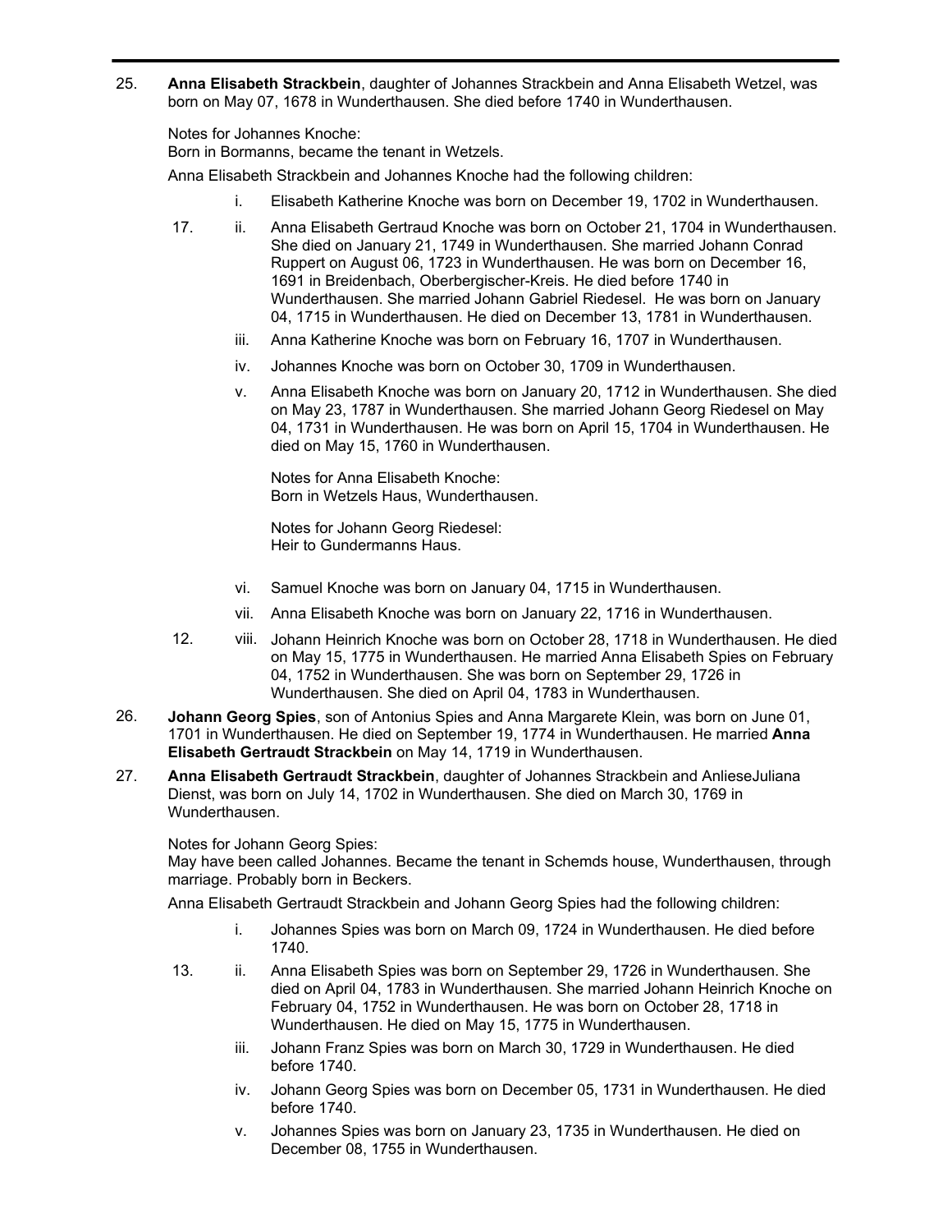25. **Anna Elisabeth Strackbein**, daughter of Johannes Strackbein and Anna Elisabeth Wetzel, was born on May 07, 1678 in Wunderthausen. She died before 1740 in Wunderthausen.

Notes for Johannes Knoche:
Born in Bormanns, became the tenant in Wetzels.

Anna Elisabeth Strackbein and Johannes Knoche had the following children:

- i. Elisabeth Katherine Knoche was born on December 19, 1702 in Wunderthausen.
- 17. ii. Anna Elisabeth Gertraud Knoche was born on October 21, 1704 in Wunderthausen. She died on January 21, 1749 in Wunderthausen. She married Johann Conrad Ruppert on August 06, 1723 in Wunderthausen. He was born on December 16, 1691 in Breidenbach, Oberbergischer-Kreis. He died before 1740 in Wunderthausen. She married Johann Gabriel Riedesel. He was born on January 04, 1715 in Wunderthausen. He died on December 13, 1781 in Wunderthausen.
- iii. Anna Katherine Knoche was born on February 16, 1707 in Wunderthausen.
- iv. Johannes Knoche was born on October 30, 1709 in Wunderthausen.
- v. Anna Elisabeth Knoche was born on January 20, 1712 in Wunderthausen. She died on May 23, 1787 in Wunderthausen. She married Johann Georg Riedesel on May 04, 1731 in Wunderthausen. He was born on April 15, 1704 in Wunderthausen. He died on May 15, 1760 in Wunderthausen.

  Notes for Anna Elisabeth Knoche:
  Born in Wetzels Haus, Wunderthausen.

  Notes for Johann Georg Riedesel:
  Heir to Gundermanns Haus.

- vi. Samuel Knoche was born on January 04, 1715 in Wunderthausen.
- vii. Anna Elisabeth Knoche was born on January 22, 1716 in Wunderthausen.
- 12. viii. Johann Heinrich Knoche was born on October 28, 1718 in Wunderthausen. He died on May 15, 1775 in Wunderthausen. He married Anna Elisabeth Spies on February 04, 1752 in Wunderthausen. She was born on September 29, 1726 in Wunderthausen. She died on April 04, 1783 in Wunderthausen.

26. **Johann Georg Spies**, son of Antonius Spies and Anna Margarete Klein, was born on June 01, 1701 in Wunderthausen. He died on September 19, 1774 in Wunderthausen. He married **Anna Elisabeth Gertraudt Strackbein** on May 14, 1719 in Wunderthausen.

27. **Anna Elisabeth Gertraudt Strackbein**, daughter of Johannes Strackbein and AnlieseJuliana Dienst, was born on July 14, 1702 in Wunderthausen. She died on March 30, 1769 in Wunderthausen.

Notes for Johann Georg Spies:
May have been called Johannes. Became the tenant in Schemds house, Wunderthausen, through marriage. Probably born in Beckers.

Anna Elisabeth Gertraudt Strackbein and Johann Georg Spies had the following children:

- i. Johannes Spies was born on March 09, 1724 in Wunderthausen. He died before 1740.
- 13. ii. Anna Elisabeth Spies was born on September 29, 1726 in Wunderthausen. She died on April 04, 1783 in Wunderthausen. She married Johann Heinrich Knoche on February 04, 1752 in Wunderthausen. He was born on October 28, 1718 in Wunderthausen. He died on May 15, 1775 in Wunderthausen.
- iii. Johann Franz Spies was born on March 30, 1729 in Wunderthausen. He died before 1740.
- iv. Johann Georg Spies was born on December 05, 1731 in Wunderthausen. He died before 1740.
- v. Johannes Spies was born on January 23, 1735 in Wunderthausen. He died on December 08, 1755 in Wunderthausen.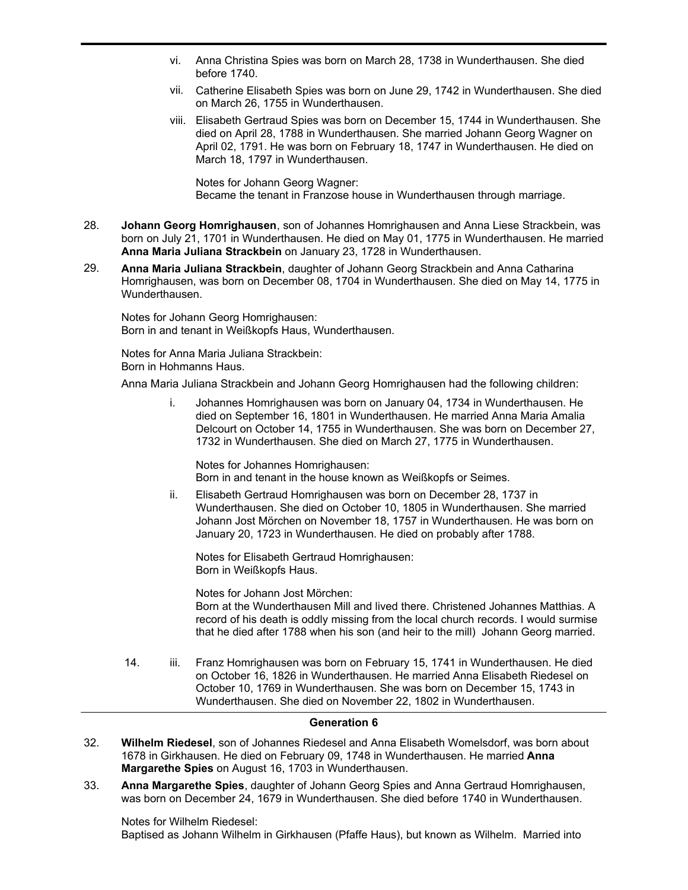vi. Anna Christina Spies was born on March 28, 1738 in Wunderthausen. She died before 1740.

vii. Catherine Elisabeth Spies was born on June 29, 1742 in Wunderthausen. She died on March 26, 1755 in Wunderthausen.

viii. Elisabeth Gertraud Spies was born on December 15, 1744 in Wunderthausen. She died on April 28, 1788 in Wunderthausen. She married Johann Georg Wagner on April 02, 1791. He was born on February 18, 1747 in Wunderthausen. He died on March 18, 1797 in Wunderthausen.

Notes for Johann Georg Wagner:
Became the tenant in Franzose house in Wunderthausen through marriage.

28. **Johann Georg Homrighausen**, son of Johannes Homrighausen and Anna Liese Strackbein, was born on July 21, 1701 in Wunderthausen. He died on May 01, 1775 in Wunderthausen. He married **Anna Maria Juliana Strackbein** on January 23, 1728 in Wunderthausen.

29. **Anna Maria Juliana Strackbein**, daughter of Johann Georg Strackbein and Anna Catharina Homrighausen, was born on December 08, 1704 in Wunderthausen. She died on May 14, 1775 in Wunderthausen.

Notes for Johann Georg Homrighausen:
Born in and tenant in Weißkopfs Haus, Wunderthausen.

Notes for Anna Maria Juliana Strackbein:
Born in Hohmanns Haus.

Anna Maria Juliana Strackbein and Johann Georg Homrighausen had the following children:

i. Johannes Homrighausen was born on January 04, 1734 in Wunderthausen. He died on September 16, 1801 in Wunderthausen. He married Anna Maria Amalia Delcourt on October 14, 1755 in Wunderthausen. She was born on December 27, 1732 in Wunderthausen. She died on March 27, 1775 in Wunderthausen.

Notes for Johannes Homrighausen:
Born in and tenant in the house known as Weißkopfs or Seimes.

ii. Elisabeth Gertraud Homrighausen was born on December 28, 1737 in Wunderthausen. She died on October 10, 1805 in Wunderthausen. She married Johann Jost Mörchen on November 18, 1757 in Wunderthausen. He was born on January 20, 1723 in Wunderthausen. He died on probably after 1788.

Notes for Elisabeth Gertraud Homrighausen:
Born in Weißkopfs Haus.

Notes for Johann Jost Mörchen:
Born at the Wunderthausen Mill and lived there. Christened Johannes Matthias. A record of his death is oddly missing from the local church records. I would surmise that he died after 1788 when his son (and heir to the mill) Johann Georg married.

14. iii. Franz Homrighausen was born on February 15, 1741 in Wunderthausen. He died on October 16, 1826 in Wunderthausen. He married Anna Elisabeth Riedesel on October 10, 1769 in Wunderthausen. She was born on December 15, 1743 in Wunderthausen. She died on November 22, 1802 in Wunderthausen.

## Generation 6

32. **Wilhelm Riedesel**, son of Johannes Riedesel and Anna Elisabeth Womelsdorf, was born about 1678 in Girkhausen. He died on February 09, 1748 in Wunderthausen. He married **Anna Margarethe Spies** on August 16, 1703 in Wunderthausen.

33. **Anna Margarethe Spies**, daughter of Johann Georg Spies and Anna Gertraud Homrighausen, was born on December 24, 1679 in Wunderthausen. She died before 1740 in Wunderthausen.

Notes for Wilhelm Riedesel:
Baptised as Johann Wilhelm in Girkhausen (Pfaffe Haus), but known as Wilhelm. Married into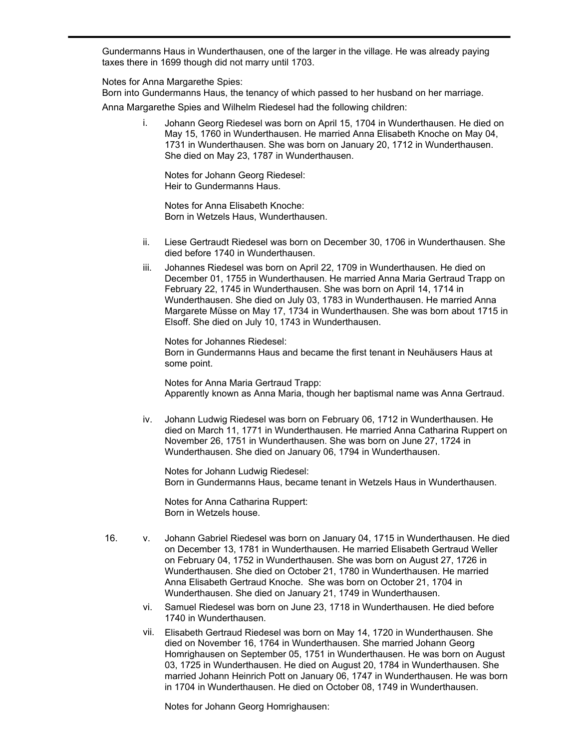Gundermanns Haus in Wunderthausen, one of the larger in the village. He was already paying taxes there in 1699 though did not marry until 1703.

Notes for Anna Margarethe Spies:
Born into Gundermanns Haus, the tenancy of which passed to her husband on her marriage.

Anna Margarethe Spies and Wilhelm Riedesel had the following children:

i. Johann Georg Riedesel was born on April 15, 1704 in Wunderthausen. He died on May 15, 1760 in Wunderthausen. He married Anna Elisabeth Knoche on May 04, 1731 in Wunderthausen. She was born on January 20, 1712 in Wunderthausen. She died on May 23, 1787 in Wunderthausen.

   Notes for Johann Georg Riedesel:
   Heir to Gundermanns Haus.

   Notes for Anna Elisabeth Knoche:
   Born in Wetzels Haus, Wunderthausen.

ii. Liese Gertraudt Riedesel was born on December 30, 1706 in Wunderthausen. She died before 1740 in Wunderthausen.

iii. Johannes Riedesel was born on April 22, 1709 in Wunderthausen. He died on December 01, 1755 in Wunderthausen. He married Anna Maria Gertraud Trapp on February 22, 1745 in Wunderthausen. She was born on April 14, 1714 in Wunderthausen. She died on July 03, 1783 in Wunderthausen. He married Anna Margarete Müsse on May 17, 1734 in Wunderthausen. She was born about 1715 in Elsoff. She died on July 10, 1743 in Wunderthausen.

   Notes for Johannes Riedesel:
   Born in Gundermanns Haus and became the first tenant in Neuhäusers Haus at some point.

   Notes for Anna Maria Gertraud Trapp:
   Apparently known as Anna Maria, though her baptismal name was Anna Gertraud.

iv. Johann Ludwig Riedesel was born on February 06, 1712 in Wunderthausen. He died on March 11, 1771 in Wunderthausen. He married Anna Catharina Ruppert on November 26, 1751 in Wunderthausen. She was born on June 27, 1724 in Wunderthausen. She died on January 06, 1794 in Wunderthausen.

   Notes for Johann Ludwig Riedesel:
   Born in Gundermanns Haus, became tenant in Wetzels Haus in Wunderthausen.

   Notes for Anna Catharina Ruppert:
   Born in Wetzels house.

16. v. Johann Gabriel Riedesel was born on January 04, 1715 in Wunderthausen. He died on December 13, 1781 in Wunderthausen. He married Elisabeth Gertraud Weller on February 04, 1752 in Wunderthausen. She was born on August 27, 1726 in Wunderthausen. She died on October 21, 1780 in Wunderthausen. He married Anna Elisabeth Gertraud Knoche. She was born on October 21, 1704 in Wunderthausen. She died on January 21, 1749 in Wunderthausen.

vi. Samuel Riedesel was born on June 23, 1718 in Wunderthausen. He died before 1740 in Wunderthausen.

vii. Elisabeth Gertraud Riedesel was born on May 14, 1720 in Wunderthausen. She died on November 16, 1764 in Wunderthausen. She married Johann Georg Homrighausen on September 05, 1751 in Wunderthausen. He was born on August 03, 1725 in Wunderthausen. He died on August 20, 1784 in Wunderthausen. She married Johann Heinrich Pott on January 06, 1747 in Wunderthausen. He was born in 1704 in Wunderthausen. He died on October 08, 1749 in Wunderthausen.

   Notes for Johann Georg Homrighausen: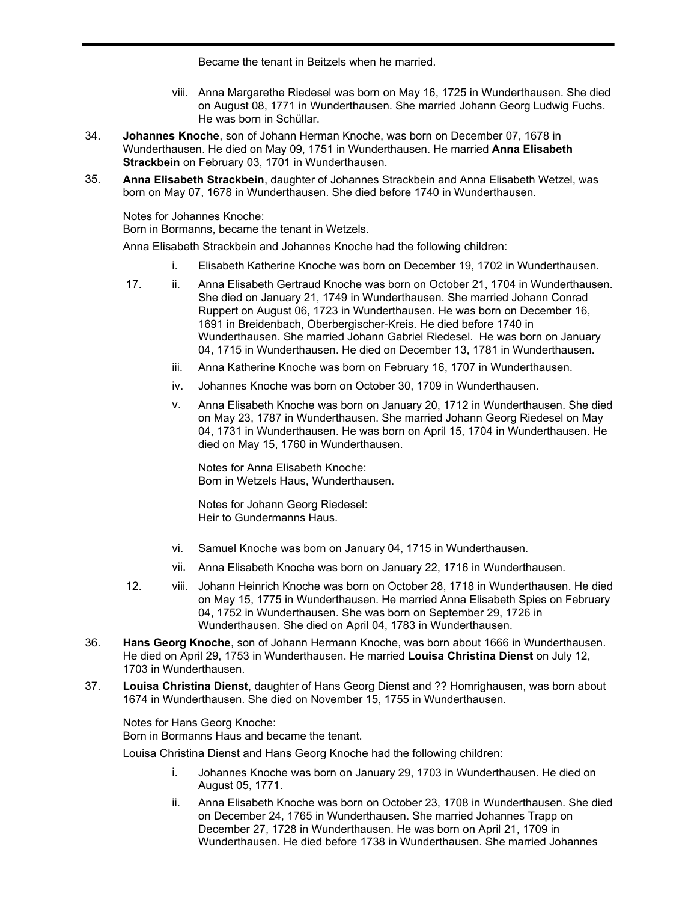Became the tenant in Beitzels when he married.

viii. Anna Margarethe Riedesel was born on May 16, 1725 in Wunderthausen. She died on August 08, 1771 in Wunderthausen. She married Johann Georg Ludwig Fuchs. He was born in Schüllar.

34. **Johannes Knoche**, son of Johann Herman Knoche, was born on December 07, 1678 in Wunderthausen. He died on May 09, 1751 in Wunderthausen. He married **Anna Elisabeth Strackbein** on February 03, 1701 in Wunderthausen.

35. **Anna Elisabeth Strackbein**, daughter of Johannes Strackbein and Anna Elisabeth Wetzel, was born on May 07, 1678 in Wunderthausen. She died before 1740 in Wunderthausen.

Notes for Johannes Knoche:
Born in Bormanns, became the tenant in Wetzels.

Anna Elisabeth Strackbein and Johannes Knoche had the following children:

i. Elisabeth Katherine Knoche was born on December 19, 1702 in Wunderthausen.

17. ii. Anna Elisabeth Gertraud Knoche was born on October 21, 1704 in Wunderthausen. She died on January 21, 1749 in Wunderthausen. She married Johann Conrad Ruppert on August 06, 1723 in Wunderthausen. He was born on December 16, 1691 in Breidenbach, Oberbergischer-Kreis. He died before 1740 in Wunderthausen. She married Johann Gabriel Riedesel. He was born on January 04, 1715 in Wunderthausen. He died on December 13, 1781 in Wunderthausen.

iii. Anna Katherine Knoche was born on February 16, 1707 in Wunderthausen.

iv. Johannes Knoche was born on October 30, 1709 in Wunderthausen.

v. Anna Elisabeth Knoche was born on January 20, 1712 in Wunderthausen. She died on May 23, 1787 in Wunderthausen. She married Johann Georg Riedesel on May 04, 1731 in Wunderthausen. He was born on April 15, 1704 in Wunderthausen. He died on May 15, 1760 in Wunderthausen.

Notes for Anna Elisabeth Knoche:
Born in Wetzels Haus, Wunderthausen.

Notes for Johann Georg Riedesel:
Heir to Gundermanns Haus.

vi. Samuel Knoche was born on January 04, 1715 in Wunderthausen.

vii. Anna Elisabeth Knoche was born on January 22, 1716 in Wunderthausen.

12. viii. Johann Heinrich Knoche was born on October 28, 1718 in Wunderthausen. He died on May 15, 1775 in Wunderthausen. He married Anna Elisabeth Spies on February 04, 1752 in Wunderthausen. She was born on September 29, 1726 in Wunderthausen. She died on April 04, 1783 in Wunderthausen.

36. **Hans Georg Knoche**, son of Johann Hermann Knoche, was born about 1666 in Wunderthausen. He died on April 29, 1753 in Wunderthausen. He married **Louisa Christina Dienst** on July 12, 1703 in Wunderthausen.

37. **Louisa Christina Dienst**, daughter of Hans Georg Dienst and ?? Homrighausen, was born about 1674 in Wunderthausen. She died on November 15, 1755 in Wunderthausen.

Notes for Hans Georg Knoche:
Born in Bormanns Haus and became the tenant.

Louisa Christina Dienst and Hans Georg Knoche had the following children:

i. Johannes Knoche was born on January 29, 1703 in Wunderthausen. He died on August 05, 1771.

ii. Anna Elisabeth Knoche was born on October 23, 1708 in Wunderthausen. She died on December 24, 1765 in Wunderthausen. She married Johannes Trapp on December 27, 1728 in Wunderthausen. He was born on April 21, 1709 in Wunderthausen. He died before 1738 in Wunderthausen. She married Johannes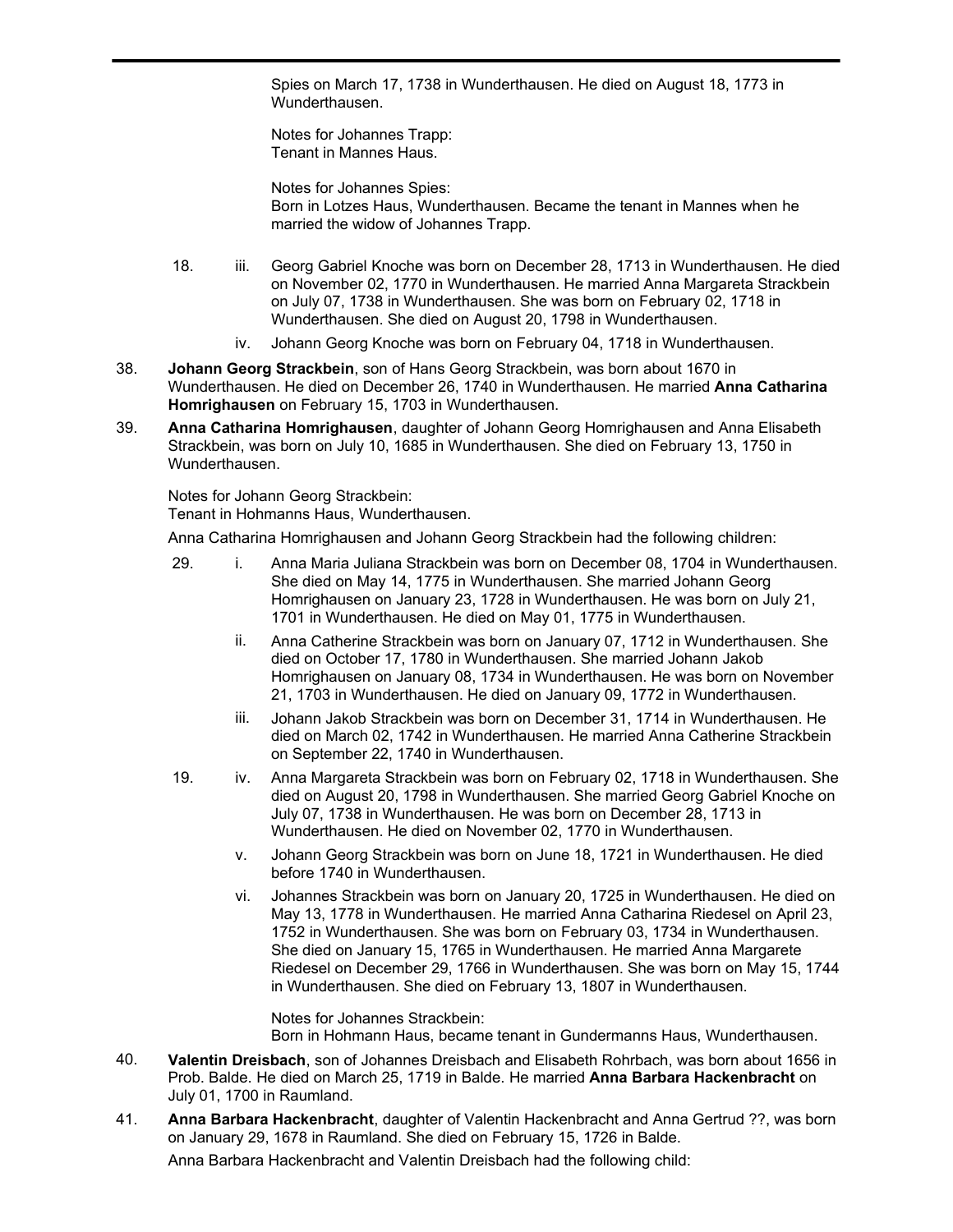Spies on March 17, 1738 in Wunderthausen. He died on August 18, 1773 in Wunderthausen.

Notes for Johannes Trapp:
Tenant in Mannes Haus.

Notes for Johannes Spies:
Born in Lotzes Haus, Wunderthausen. Became the tenant in Mannes when he married the widow of Johannes Trapp.

18. iii. Georg Gabriel Knoche was born on December 28, 1713 in Wunderthausen. He died on November 02, 1770 in Wunderthausen. He married Anna Margareta Strackbein on July 07, 1738 in Wunderthausen. She was born on February 02, 1718 in Wunderthausen. She died on August 20, 1798 in Wunderthausen.

iv. Johann Georg Knoche was born on February 04, 1718 in Wunderthausen.

38. **Johann Georg Strackbein**, son of Hans Georg Strackbein, was born about 1670 in Wunderthausen. He died on December 26, 1740 in Wunderthausen. He married **Anna Catharina Homrighausen** on February 15, 1703 in Wunderthausen.

39. **Anna Catharina Homrighausen**, daughter of Johann Georg Homrighausen and Anna Elisabeth Strackbein, was born on July 10, 1685 in Wunderthausen. She died on February 13, 1750 in Wunderthausen.

Notes for Johann Georg Strackbein:
Tenant in Hohmanns Haus, Wunderthausen.

Anna Catharina Homrighausen and Johann Georg Strackbein had the following children:

29. i. Anna Maria Juliana Strackbein was born on December 08, 1704 in Wunderthausen. She died on May 14, 1775 in Wunderthausen. She married Johann Georg Homrighausen on January 23, 1728 in Wunderthausen. He was born on July 21, 1701 in Wunderthausen. He died on May 01, 1775 in Wunderthausen.

ii. Anna Catherine Strackbein was born on January 07, 1712 in Wunderthausen. She died on October 17, 1780 in Wunderthausen. She married Johann Jakob Homrighausen on January 08, 1734 in Wunderthausen. He was born on November 21, 1703 in Wunderthausen. He died on January 09, 1772 in Wunderthausen.

iii. Johann Jakob Strackbein was born on December 31, 1714 in Wunderthausen. He died on March 02, 1742 in Wunderthausen. He married Anna Catherine Strackbein on September 22, 1740 in Wunderthausen.

19. iv. Anna Margareta Strackbein was born on February 02, 1718 in Wunderthausen. She died on August 20, 1798 in Wunderthausen. She married Georg Gabriel Knoche on July 07, 1738 in Wunderthausen. He was born on December 28, 1713 in Wunderthausen. He died on November 02, 1770 in Wunderthausen.

v. Johann Georg Strackbein was born on June 18, 1721 in Wunderthausen. He died before 1740 in Wunderthausen.

vi. Johannes Strackbein was born on January 20, 1725 in Wunderthausen. He died on May 13, 1778 in Wunderthausen. He married Anna Catharina Riedesel on April 23, 1752 in Wunderthausen. She was born on February 03, 1734 in Wunderthausen. She died on January 15, 1765 in Wunderthausen. He married Anna Margarete Riedesel on December 29, 1766 in Wunderthausen. She was born on May 15, 1744 in Wunderthausen. She died on February 13, 1807 in Wunderthausen.

Notes for Johannes Strackbein:
Born in Hohmann Haus, became tenant in Gundermanns Haus, Wunderthausen.

40. **Valentin Dreisbach**, son of Johannes Dreisbach and Elisabeth Rohrbach, was born about 1656 in Prob. Balde. He died on March 25, 1719 in Balde. He married **Anna Barbara Hackenbracht** on July 01, 1700 in Raumland.

41. **Anna Barbara Hackenbracht**, daughter of Valentin Hackenbracht and Anna Gertrud ??, was born on January 29, 1678 in Raumland. She died on February 15, 1726 in Balde.

Anna Barbara Hackenbracht and Valentin Dreisbach had the following child: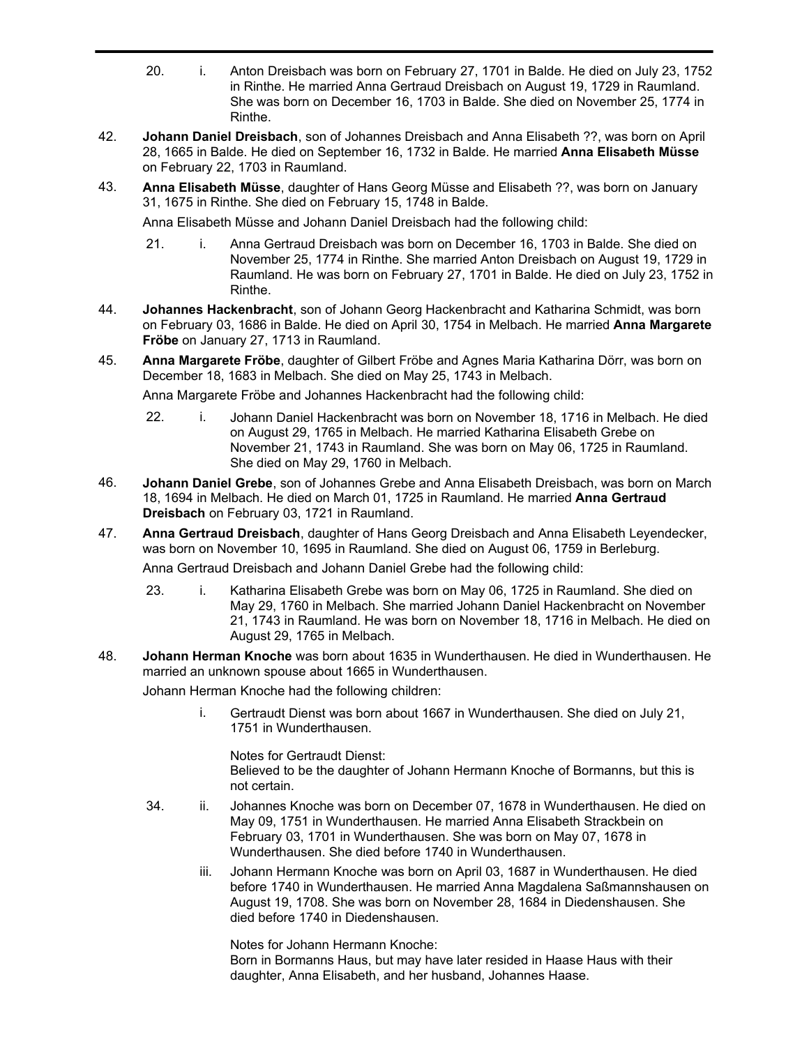20. i. Anton Dreisbach was born on February 27, 1701 in Balde. He died on July 23, 1752 in Rinthe. He married Anna Gertraud Dreisbach on August 19, 1729 in Raumland. She was born on December 16, 1703 in Balde. She died on November 25, 1774 in Rinthe.

42. **Johann Daniel Dreisbach**, son of Johannes Dreisbach and Anna Elisabeth ??, was born on April 28, 1665 in Balde. He died on September 16, 1732 in Balde. He married **Anna Elisabeth Müsse** on February 22, 1703 in Raumland.

43. **Anna Elisabeth Müsse**, daughter of Hans Georg Müsse and Elisabeth ??, was born on January 31, 1675 in Rinthe. She died on February 15, 1748 in Balde.

Anna Elisabeth Müsse and Johann Daniel Dreisbach had the following child:

21. i. Anna Gertraud Dreisbach was born on December 16, 1703 in Balde. She died on November 25, 1774 in Rinthe. She married Anton Dreisbach on August 19, 1729 in Raumland. He was born on February 27, 1701 in Balde. He died on July 23, 1752 in Rinthe.

44. **Johannes Hackenbracht**, son of Johann Georg Hackenbracht and Katharina Schmidt, was born on February 03, 1686 in Balde. He died on April 30, 1754 in Melbach. He married **Anna Margarete Fröbe** on January 27, 1713 in Raumland.

45. **Anna Margarete Fröbe**, daughter of Gilbert Fröbe and Agnes Maria Katharina Dörr, was born on December 18, 1683 in Melbach. She died on May 25, 1743 in Melbach.

Anna Margarete Fröbe and Johannes Hackenbracht had the following child:

22. i. Johann Daniel Hackenbracht was born on November 18, 1716 in Melbach. He died on August 29, 1765 in Melbach. He married Katharina Elisabeth Grebe on November 21, 1743 in Raumland. She was born on May 06, 1725 in Raumland. She died on May 29, 1760 in Melbach.

46. **Johann Daniel Grebe**, son of Johannes Grebe and Anna Elisabeth Dreisbach, was born on March 18, 1694 in Melbach. He died on March 01, 1725 in Raumland. He married **Anna Gertraud Dreisbach** on February 03, 1721 in Raumland.

47. **Anna Gertraud Dreisbach**, daughter of Hans Georg Dreisbach and Anna Elisabeth Leyendecker, was born on November 10, 1695 in Raumland. She died on August 06, 1759 in Berleburg.

Anna Gertraud Dreisbach and Johann Daniel Grebe had the following child:

23. i. Katharina Elisabeth Grebe was born on May 06, 1725 in Raumland. She died on May 29, 1760 in Melbach. She married Johann Daniel Hackenbracht on November 21, 1743 in Raumland. He was born on November 18, 1716 in Melbach. He died on August 29, 1765 in Melbach.

48. **Johann Herman Knoche** was born about 1635 in Wunderthausen. He died in Wunderthausen. He married an unknown spouse about 1665 in Wunderthausen.

Johann Herman Knoche had the following children:

i. Gertraudt Dienst was born about 1667 in Wunderthausen. She died on July 21, 1751 in Wunderthausen.

Notes for Gertraudt Dienst:
Believed to be the daughter of Johann Hermann Knoche of Bormanns, but this is not certain.

34. ii. Johannes Knoche was born on December 07, 1678 in Wunderthausen. He died on May 09, 1751 in Wunderthausen. He married Anna Elisabeth Strackbein on February 03, 1701 in Wunderthausen. She was born on May 07, 1678 in Wunderthausen. She died before 1740 in Wunderthausen.

iii. Johann Hermann Knoche was born on April 03, 1687 in Wunderthausen. He died before 1740 in Wunderthausen. He married Anna Magdalena Saßmannshausen on August 19, 1708. She was born on November 28, 1684 in Diedenshausen. She died before 1740 in Diedenshausen.

Notes for Johann Hermann Knoche:
Born in Bormanns Haus, but may have later resided in Haase Haus with their daughter, Anna Elisabeth, and her husband, Johannes Haase.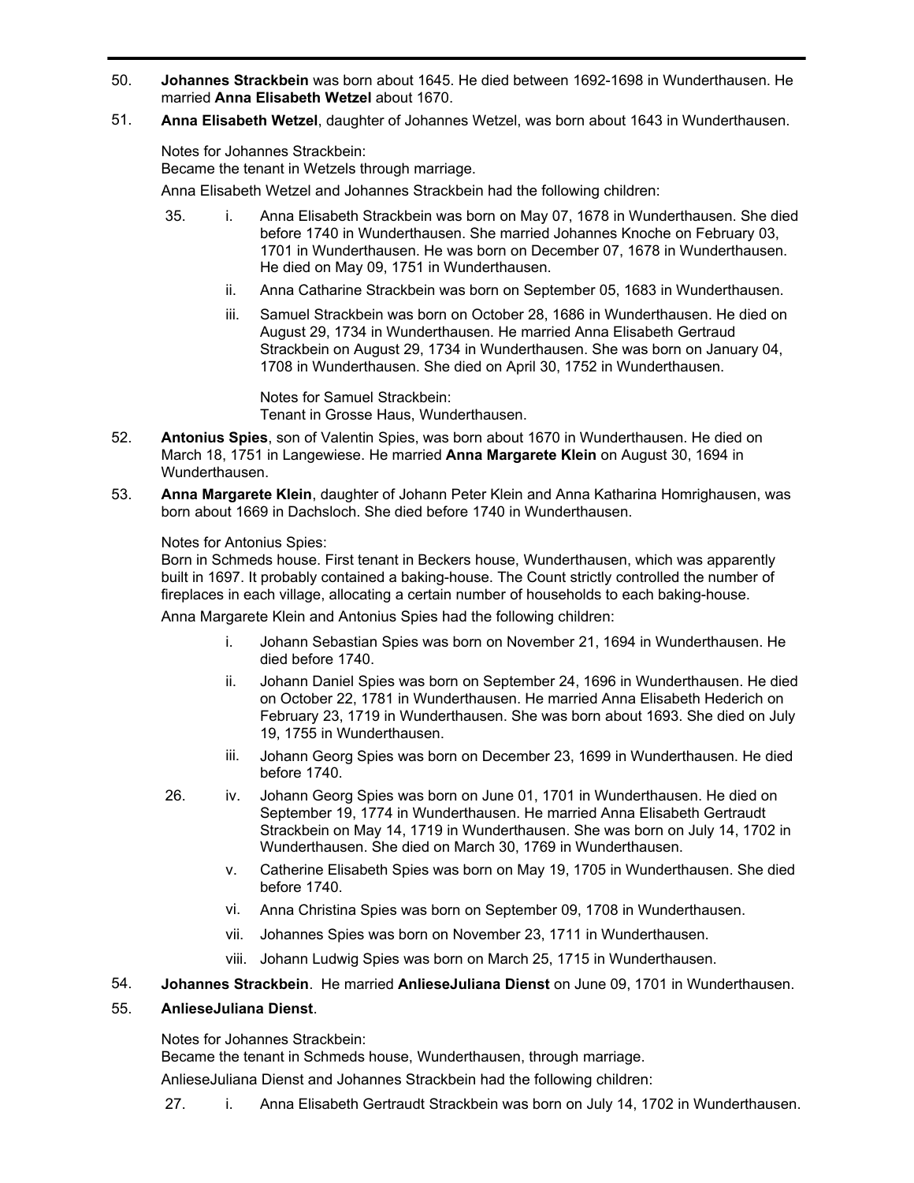50. **Johannes Strackbein** was born about 1645. He died between 1692-1698 in Wunderthausen. He married **Anna Elisabeth Wetzel** about 1670.

51. **Anna Elisabeth Wetzel**, daughter of Johannes Wetzel, was born about 1643 in Wunderthausen.

Notes for Johannes Strackbein:
Became the tenant in Wetzels through marriage.

Anna Elisabeth Wetzel and Johannes Strackbein had the following children:

35. i. Anna Elisabeth Strackbein was born on May 07, 1678 in Wunderthausen. She died before 1740 in Wunderthausen. She married Johannes Knoche on February 03, 1701 in Wunderthausen. He was born on December 07, 1678 in Wunderthausen. He died on May 09, 1751 in Wunderthausen.

ii. Anna Catharine Strackbein was born on September 05, 1683 in Wunderthausen.

iii. Samuel Strackbein was born on October 28, 1686 in Wunderthausen. He died on August 29, 1734 in Wunderthausen. He married Anna Elisabeth Gertraud Strackbein on August 29, 1734 in Wunderthausen. She was born on January 04, 1708 in Wunderthausen. She died on April 30, 1752 in Wunderthausen.

Notes for Samuel Strackbein:
Tenant in Grosse Haus, Wunderthausen.

52. **Antonius Spies**, son of Valentin Spies, was born about 1670 in Wunderthausen. He died on March 18, 1751 in Langewiese. He married **Anna Margarete Klein** on August 30, 1694 in Wunderthausen.

53. **Anna Margarete Klein**, daughter of Johann Peter Klein and Anna Katharina Homrighausen, was born about 1669 in Dachsloch. She died before 1740 in Wunderthausen.

Notes for Antonius Spies:
Born in Schmeds house. First tenant in Beckers house, Wunderthausen, which was apparently built in 1697. It probably contained a baking-house. The Count strictly controlled the number of fireplaces in each village, allocating a certain number of households to each baking-house.

Anna Margarete Klein and Antonius Spies had the following children:

i. Johann Sebastian Spies was born on November 21, 1694 in Wunderthausen. He died before 1740.

ii. Johann Daniel Spies was born on September 24, 1696 in Wunderthausen. He died on October 22, 1781 in Wunderthausen. He married Anna Elisabeth Hederich on February 23, 1719 in Wunderthausen. She was born about 1693. She died on July 19, 1755 in Wunderthausen.

iii. Johann Georg Spies was born on December 23, 1699 in Wunderthausen. He died before 1740.

26. iv. Johann Georg Spies was born on June 01, 1701 in Wunderthausen. He died on September 19, 1774 in Wunderthausen. He married Anna Elisabeth Gertraudt Strackbein on May 14, 1719 in Wunderthausen. She was born on July 14, 1702 in Wunderthausen. She died on March 30, 1769 in Wunderthausen.

v. Catherine Elisabeth Spies was born on May 19, 1705 in Wunderthausen. She died before 1740.

vi. Anna Christina Spies was born on September 09, 1708 in Wunderthausen.

vii. Johannes Spies was born on November 23, 1711 in Wunderthausen.

viii. Johann Ludwig Spies was born on March 25, 1715 in Wunderthausen.

54. **Johannes Strackbein**. He married **AnlieseJuliana Dienst** on June 09, 1701 in Wunderthausen.

55. **AnlieseJuliana Dienst**.

Notes for Johannes Strackbein:
Became the tenant in Schmeds house, Wunderthausen, through marriage.

AnlieseJuliana Dienst and Johannes Strackbein had the following children:

27. i. Anna Elisabeth Gertraudt Strackbein was born on July 14, 1702 in Wunderthausen.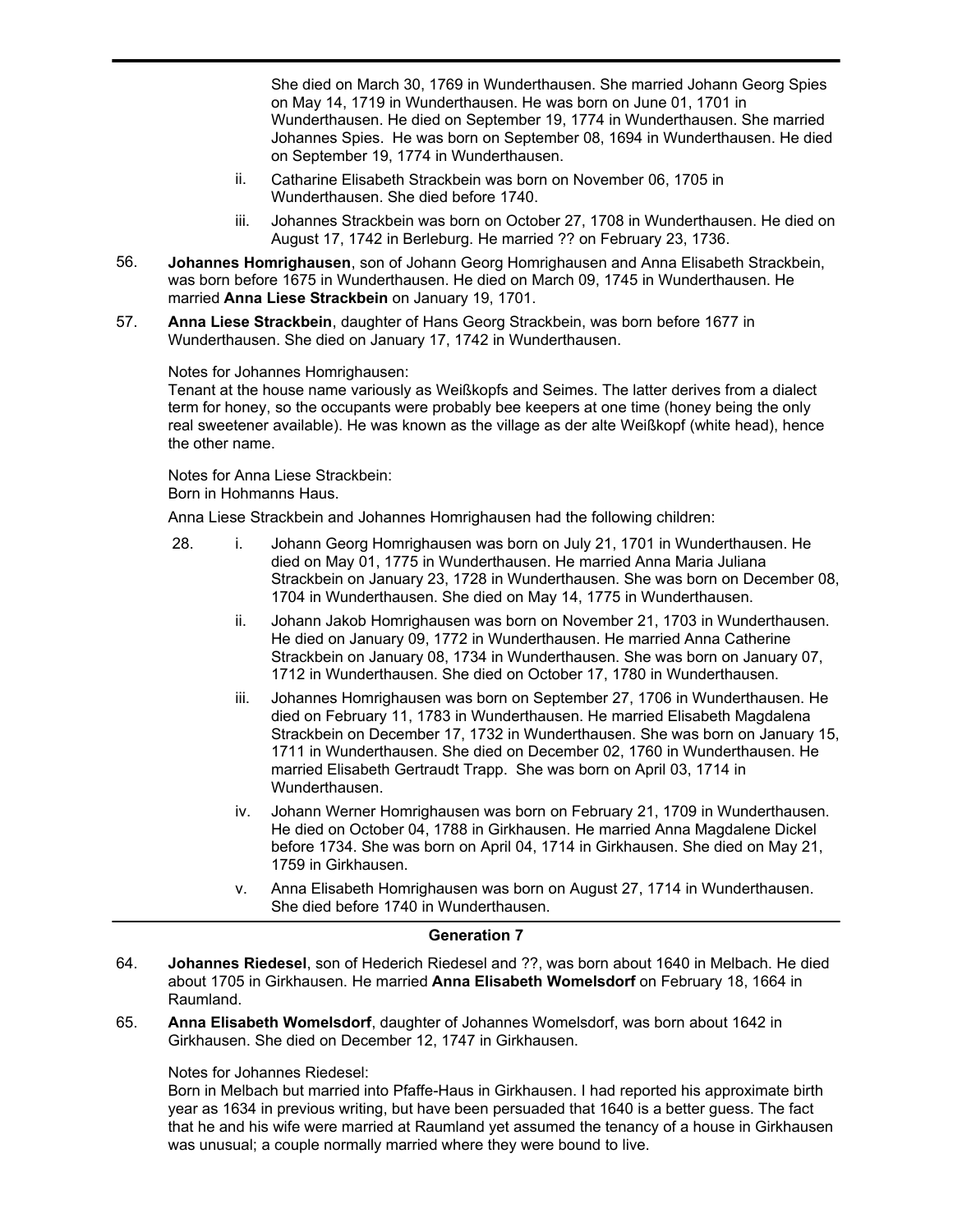She died on March 30, 1769 in Wunderthausen. She married Johann Georg Spies on May 14, 1719 in Wunderthausen. He was born on June 01, 1701 in Wunderthausen. He died on September 19, 1774 in Wunderthausen. She married Johannes Spies. He was born on September 08, 1694 in Wunderthausen. He died on September 19, 1774 in Wunderthausen.

ii. Catharine Elisabeth Strackbein was born on November 06, 1705 in Wunderthausen. She died before 1740.

iii. Johannes Strackbein was born on October 27, 1708 in Wunderthausen. He died on August 17, 1742 in Berleburg. He married ?? on February 23, 1736.

56. **Johannes Homrighausen**, son of Johann Georg Homrighausen and Anna Elisabeth Strackbein, was born before 1675 in Wunderthausen. He died on March 09, 1745 in Wunderthausen. He married **Anna Liese Strackbein** on January 19, 1701.

57. **Anna Liese Strackbein**, daughter of Hans Georg Strackbein, was born before 1677 in Wunderthausen. She died on January 17, 1742 in Wunderthausen.

Notes for Johannes Homrighausen:
Tenant at the house name variously as Weißkopfs and Seimes. The latter derives from a dialect term for honey, so the occupants were probably bee keepers at one time (honey being the only real sweetener available). He was known as the village as der alte Weißkopf (white head), hence the other name.

Notes for Anna Liese Strackbein:
Born in Hohmanns Haus.

Anna Liese Strackbein and Johannes Homrighausen had the following children:

28. i. Johann Georg Homrighausen was born on July 21, 1701 in Wunderthausen. He died on May 01, 1775 in Wunderthausen. He married Anna Maria Juliana Strackbein on January 23, 1728 in Wunderthausen. She was born on December 08, 1704 in Wunderthausen. She died on May 14, 1775 in Wunderthausen.

ii. Johann Jakob Homrighausen was born on November 21, 1703 in Wunderthausen. He died on January 09, 1772 in Wunderthausen. He married Anna Catherine Strackbein on January 08, 1734 in Wunderthausen. She was born on January 07, 1712 in Wunderthausen. She died on October 17, 1780 in Wunderthausen.

iii. Johannes Homrighausen was born on September 27, 1706 in Wunderthausen. He died on February 11, 1783 in Wunderthausen. He married Elisabeth Magdalena Strackbein on December 17, 1732 in Wunderthausen. She was born on January 15, 1711 in Wunderthausen. She died on December 02, 1760 in Wunderthausen. He married Elisabeth Gertraudt Trapp. She was born on April 03, 1714 in Wunderthausen.

iv. Johann Werner Homrighausen was born on February 21, 1709 in Wunderthausen. He died on October 04, 1788 in Girkhausen. He married Anna Magdalene Dickel before 1734. She was born on April 04, 1714 in Girkhausen. She died on May 21, 1759 in Girkhausen.

v. Anna Elisabeth Homrighausen was born on August 27, 1714 in Wunderthausen. She died before 1740 in Wunderthausen.

## Generation 7

64. **Johannes Riedesel**, son of Hederich Riedesel and ??, was born about 1640 in Melbach. He died about 1705 in Girkhausen. He married **Anna Elisabeth Womelsdorf** on February 18, 1664 in Raumland.

65. **Anna Elisabeth Womelsdorf**, daughter of Johannes Womelsdorf, was born about 1642 in Girkhausen. She died on December 12, 1747 in Girkhausen.

Notes for Johannes Riedesel:
Born in Melbach but married into Pfaffe-Haus in Girkhausen. I had reported his approximate birth year as 1634 in previous writing, but have been persuaded that 1640 is a better guess. The fact that he and his wife were married at Raumland yet assumed the tenancy of a house in Girkhausen was unusual; a couple normally married where they were bound to live.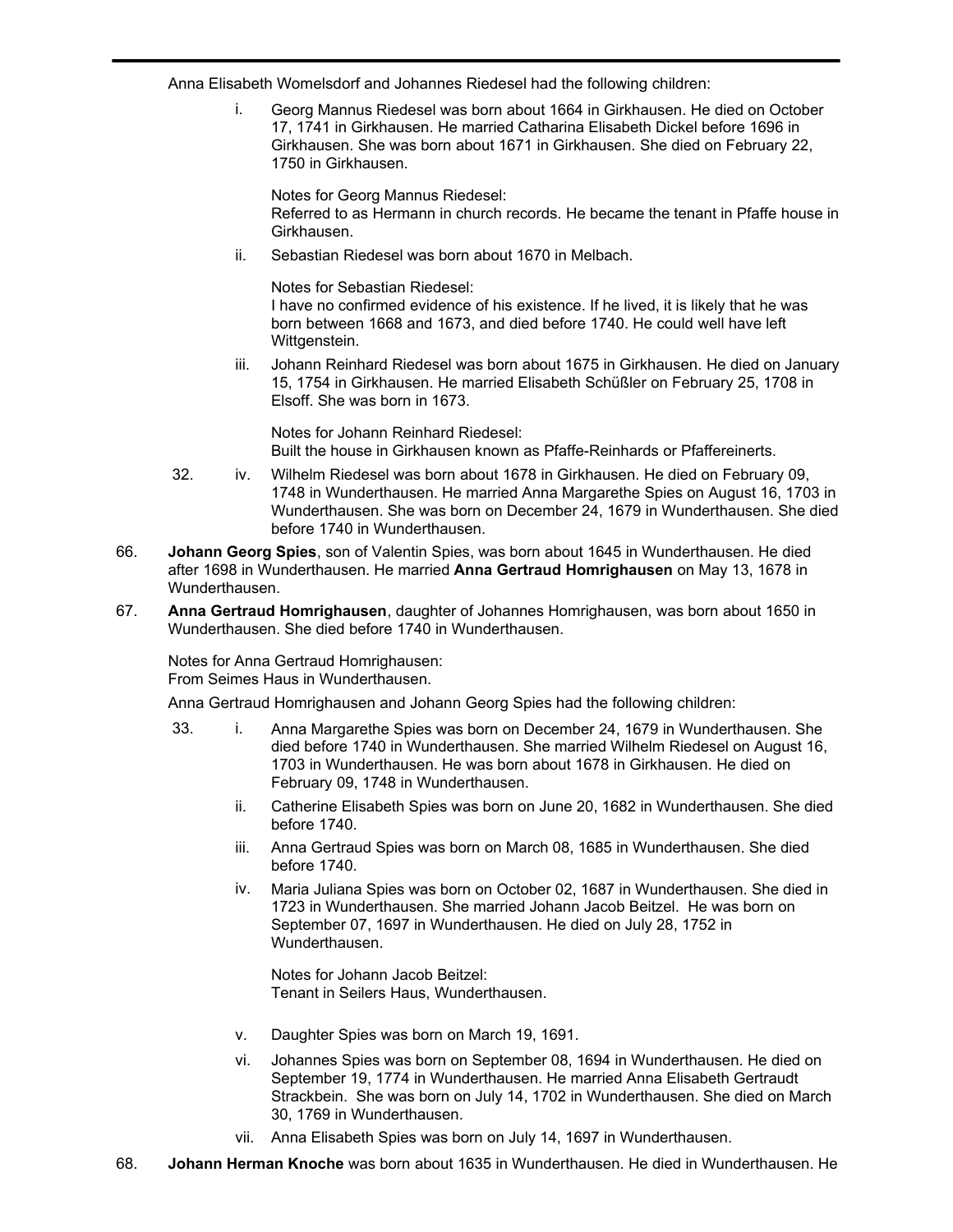Anna Elisabeth Womelsdorf and Johannes Riedesel had the following children:

i. Georg Mannus Riedesel was born about 1664 in Girkhausen. He died on October 17, 1741 in Girkhausen. He married Catharina Elisabeth Dickel before 1696 in Girkhausen. She was born about 1671 in Girkhausen. She died on February 22, 1750 in Girkhausen.

Notes for Georg Mannus Riedesel:
Referred to as Hermann in church records. He became the tenant in Pfaffe house in Girkhausen.

ii. Sebastian Riedesel was born about 1670 in Melbach.

Notes for Sebastian Riedesel:
I have no confirmed evidence of his existence. If he lived, it is likely that he was born between 1668 and 1673, and died before 1740. He could well have left Wittgenstein.

iii. Johann Reinhard Riedesel was born about 1675 in Girkhausen. He died on January 15, 1754 in Girkhausen. He married Elisabeth Schüßler on February 25, 1708 in Elsoff. She was born in 1673.

Notes for Johann Reinhard Riedesel:
Built the house in Girkhausen known as Pfaffe-Reinhards or Pfaffereinerts.

32. iv. Wilhelm Riedesel was born about 1678 in Girkhausen. He died on February 09, 1748 in Wunderthausen. He married Anna Margarethe Spies on August 16, 1703 in Wunderthausen. She was born on December 24, 1679 in Wunderthausen. She died before 1740 in Wunderthausen.

66. **Johann Georg Spies**, son of Valentin Spies, was born about 1645 in Wunderthausen. He died after 1698 in Wunderthausen. He married **Anna Gertraud Homrighausen** on May 13, 1678 in Wunderthausen.

67. **Anna Gertraud Homrighausen**, daughter of Johannes Homrighausen, was born about 1650 in Wunderthausen. She died before 1740 in Wunderthausen.

Notes for Anna Gertraud Homrighausen:
From Seimes Haus in Wunderthausen.

Anna Gertraud Homrighausen and Johann Georg Spies had the following children:

33. i. Anna Margarethe Spies was born on December 24, 1679 in Wunderthausen. She died before 1740 in Wunderthausen. She married Wilhelm Riedesel on August 16, 1703 in Wunderthausen. He was born about 1678 in Girkhausen. He died on February 09, 1748 in Wunderthausen.

ii. Catherine Elisabeth Spies was born on June 20, 1682 in Wunderthausen. She died before 1740.

iii. Anna Gertraud Spies was born on March 08, 1685 in Wunderthausen. She died before 1740.

iv. Maria Juliana Spies was born on October 02, 1687 in Wunderthausen. She died in 1723 in Wunderthausen. She married Johann Jacob Beitzel. He was born on September 07, 1697 in Wunderthausen. He died on July 28, 1752 in Wunderthausen.

Notes for Johann Jacob Beitzel:
Tenant in Seilers Haus, Wunderthausen.

v. Daughter Spies was born on March 19, 1691.

vi. Johannes Spies was born on September 08, 1694 in Wunderthausen. He died on September 19, 1774 in Wunderthausen. He married Anna Elisabeth Gertraudt Strackbein. She was born on July 14, 1702 in Wunderthausen. She died on March 30, 1769 in Wunderthausen.

vii. Anna Elisabeth Spies was born on July 14, 1697 in Wunderthausen.

68. **Johann Herman Knoche** was born about 1635 in Wunderthausen. He died in Wunderthausen. He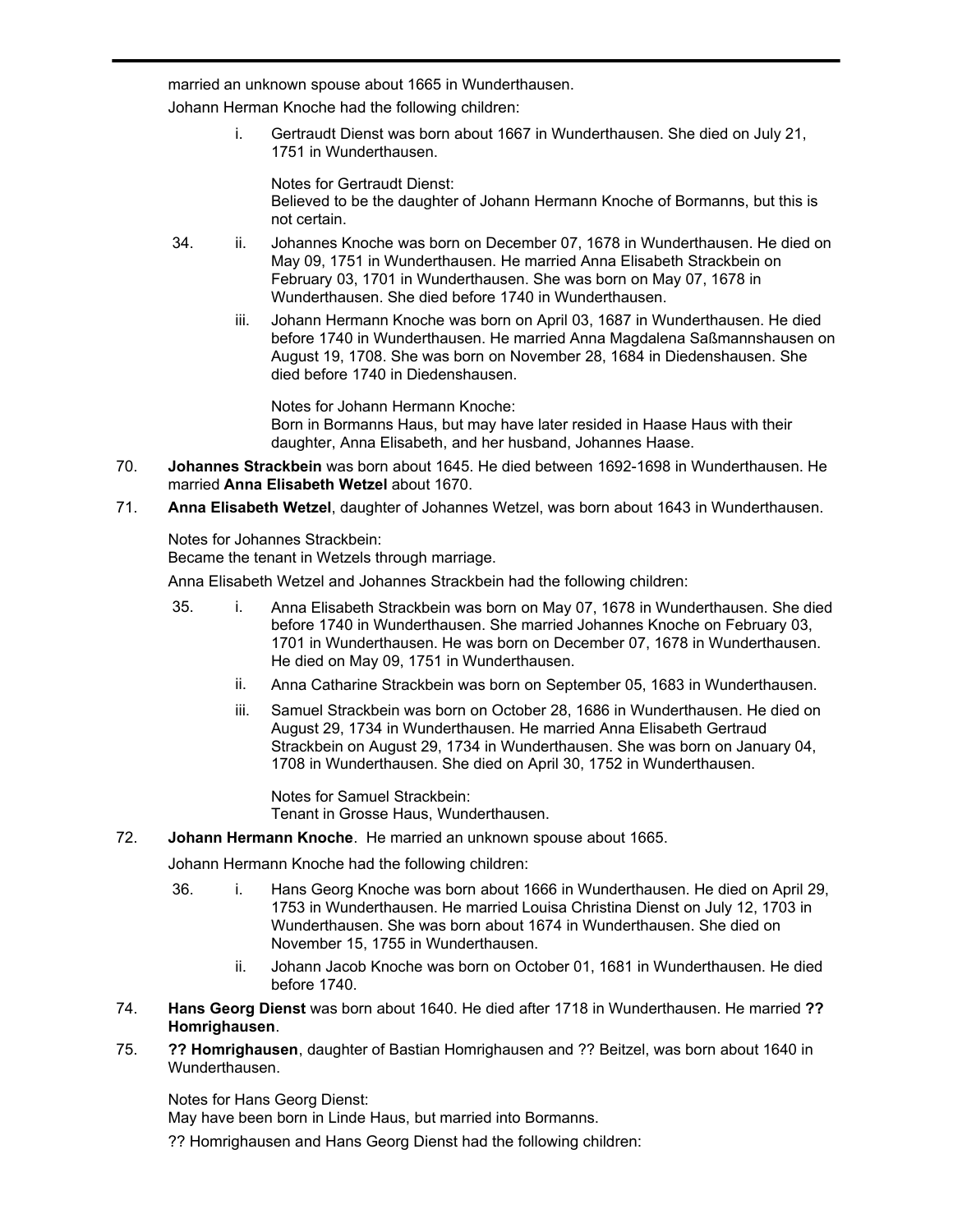married an unknown spouse about 1665 in Wunderthausen.

Johann Herman Knoche had the following children:

i. Gertraudt Dienst was born about 1667 in Wunderthausen. She died on July 21, 1751 in Wunderthausen.

   Notes for Gertraudt Dienst:
   Believed to be the daughter of Johann Hermann Knoche of Bormanns, but this is not certain.

34. ii. Johannes Knoche was born on December 07, 1678 in Wunderthausen. He died on May 09, 1751 in Wunderthausen. He married Anna Elisabeth Strackbein on February 03, 1701 in Wunderthausen. She was born on May 07, 1678 in Wunderthausen. She died before 1740 in Wunderthausen.

iii. Johann Hermann Knoche was born on April 03, 1687 in Wunderthausen. He died before 1740 in Wunderthausen. He married Anna Magdalena Saßmannshausen on August 19, 1708. She was born on November 28, 1684 in Diedenshausen. She died before 1740 in Diedenshausen.

   Notes for Johann Hermann Knoche:
   Born in Bormanns Haus, but may have later resided in Haase Haus with their daughter, Anna Elisabeth, and her husband, Johannes Haase.

70. **Johannes Strackbein** was born about 1645. He died between 1692-1698 in Wunderthausen. He married **Anna Elisabeth Wetzel** about 1670.

71. **Anna Elisabeth Wetzel**, daughter of Johannes Wetzel, was born about 1643 in Wunderthausen.

Notes for Johannes Strackbein:
Became the tenant in Wetzels through marriage.

Anna Elisabeth Wetzel and Johannes Strackbein had the following children:

35. i. Anna Elisabeth Strackbein was born on May 07, 1678 in Wunderthausen. She died before 1740 in Wunderthausen. She married Johannes Knoche on February 03, 1701 in Wunderthausen. He was born on December 07, 1678 in Wunderthausen. He died on May 09, 1751 in Wunderthausen.

ii. Anna Catharine Strackbein was born on September 05, 1683 in Wunderthausen.

iii. Samuel Strackbein was born on October 28, 1686 in Wunderthausen. He died on August 29, 1734 in Wunderthausen. He married Anna Elisabeth Gertraud Strackbein on August 29, 1734 in Wunderthausen. She was born on January 04, 1708 in Wunderthausen. She died on April 30, 1752 in Wunderthausen.

   Notes for Samuel Strackbein:
   Tenant in Grosse Haus, Wunderthausen.

72. **Johann Hermann Knoche**. He married an unknown spouse about 1665.

Johann Hermann Knoche had the following children:

36. i. Hans Georg Knoche was born about 1666 in Wunderthausen. He died on April 29, 1753 in Wunderthausen. He married Louisa Christina Dienst on July 12, 1703 in Wunderthausen. She was born about 1674 in Wunderthausen. She died on November 15, 1755 in Wunderthausen.

ii. Johann Jacob Knoche was born on October 01, 1681 in Wunderthausen. He died before 1740.

74. **Hans Georg Dienst** was born about 1640. He died after 1718 in Wunderthausen. He married **?? Homrighausen**.

75. **?? Homrighausen**, daughter of Bastian Homrighausen and ?? Beitzel, was born about 1640 in Wunderthausen.

Notes for Hans Georg Dienst:
May have been born in Linde Haus, but married into Bormanns.

?? Homrighausen and Hans Georg Dienst had the following children: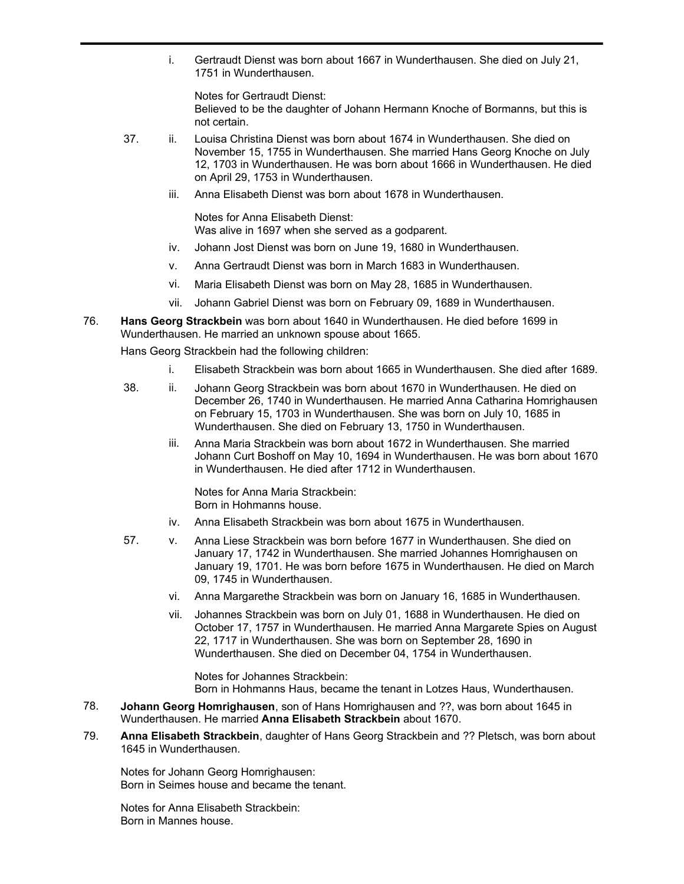i. Gertraudt Dienst was born about 1667 in Wunderthausen. She died on July 21, 1751 in Wunderthausen.

Notes for Gertraudt Dienst:
Believed to be the daughter of Johann Hermann Knoche of Bormanns, but this is not certain.

37. ii. Louisa Christina Dienst was born about 1674 in Wunderthausen. She died on November 15, 1755 in Wunderthausen. She married Hans Georg Knoche on July 12, 1703 in Wunderthausen. He was born about 1666 in Wunderthausen. He died on April 29, 1753 in Wunderthausen.

iii. Anna Elisabeth Dienst was born about 1678 in Wunderthausen.

Notes for Anna Elisabeth Dienst:
Was alive in 1697 when she served as a godparent.

iv. Johann Jost Dienst was born on June 19, 1680 in Wunderthausen.

v. Anna Gertraudt Dienst was born in March 1683 in Wunderthausen.

vi. Maria Elisabeth Dienst was born on May 28, 1685 in Wunderthausen.

vii. Johann Gabriel Dienst was born on February 09, 1689 in Wunderthausen.

76. **Hans Georg Strackbein** was born about 1640 in Wunderthausen. He died before 1699 in Wunderthausen. He married an unknown spouse about 1665.

Hans Georg Strackbein had the following children:

i. Elisabeth Strackbein was born about 1665 in Wunderthausen. She died after 1689.

38. ii. Johann Georg Strackbein was born about 1670 in Wunderthausen. He died on December 26, 1740 in Wunderthausen. He married Anna Catharina Homrighausen on February 15, 1703 in Wunderthausen. She was born on July 10, 1685 in Wunderthausen. She died on February 13, 1750 in Wunderthausen.

iii. Anna Maria Strackbein was born about 1672 in Wunderthausen. She married Johann Curt Boshoff on May 10, 1694 in Wunderthausen. He was born about 1670 in Wunderthausen. He died after 1712 in Wunderthausen.

Notes for Anna Maria Strackbein:
Born in Hohmanns house.

iv. Anna Elisabeth Strackbein was born about 1675 in Wunderthausen.

57. v. Anna Liese Strackbein was born before 1677 in Wunderthausen. She died on January 17, 1742 in Wunderthausen. She married Johannes Homrighausen on January 19, 1701. He was born before 1675 in Wunderthausen. He died on March 09, 1745 in Wunderthausen.

vi. Anna Margarethe Strackbein was born on January 16, 1685 in Wunderthausen.

vii. Johannes Strackbein was born on July 01, 1688 in Wunderthausen. He died on October 17, 1757 in Wunderthausen. He married Anna Margarete Spies on August 22, 1717 in Wunderthausen. She was born on September 28, 1690 in Wunderthausen. She died on December 04, 1754 in Wunderthausen.

Notes for Johannes Strackbein:
Born in Hohmanns Haus, became the tenant in Lotzes Haus, Wunderthausen.

78. **Johann Georg Homrighausen**, son of Hans Homrighausen and ??, was born about 1645 in Wunderthausen. He married **Anna Elisabeth Strackbein** about 1670.

79. **Anna Elisabeth Strackbein**, daughter of Hans Georg Strackbein and ?? Pletsch, was born about 1645 in Wunderthausen.

Notes for Johann Georg Homrighausen:
Born in Seimes house and became the tenant.

Notes for Anna Elisabeth Strackbein:
Born in Mannes house.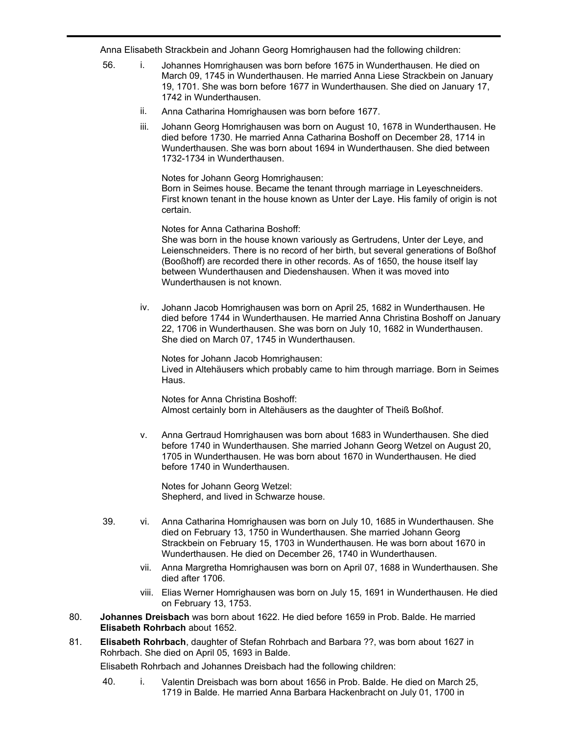Anna Elisabeth Strackbein and Johann Georg Homrighausen had the following children:

56. i. Johannes Homrighausen was born before 1675 in Wunderthausen. He died on March 09, 1745 in Wunderthausen. He married Anna Liese Strackbein on January 19, 1701. She was born before 1677 in Wunderthausen. She died on January 17, 1742 in Wunderthausen.

ii. Anna Catharina Homrighausen was born before 1677.

iii. Johann Georg Homrighausen was born on August 10, 1678 in Wunderthausen. He died before 1730. He married Anna Catharina Boshoff on December 28, 1714 in Wunderthausen. She was born about 1694 in Wunderthausen. She died between 1732-1734 in Wunderthausen.

Notes for Johann Georg Homrighausen:
Born in Seimes house. Became the tenant through marriage in Leyeschneiders. First known tenant in the house known as Unter der Laye. His family of origin is not certain.

Notes for Anna Catharina Boshoff:
She was born in the house known variously as Gertrudens, Unter der Leye, and Leienschneiders. There is no record of her birth, but several generations of Boßhof (Booßhoff) are recorded there in other records. As of 1650, the house itself lay between Wunderthausen and Diedenshausen. When it was moved into Wunderthausen is not known.

iv. Johann Jacob Homrighausen was born on April 25, 1682 in Wunderthausen. He died before 1744 in Wunderthausen. He married Anna Christina Boshoff on January 22, 1706 in Wunderthausen. She was born on July 10, 1682 in Wunderthausen. She died on March 07, 1745 in Wunderthausen.

Notes for Johann Jacob Homrighausen:
Lived in Altehäusers which probably came to him through marriage. Born in Seimes Haus.

Notes for Anna Christina Boshoff:
Almost certainly born in Altehäusers as the daughter of Theiß Boßhof.

v. Anna Gertraud Homrighausen was born about 1683 in Wunderthausen. She died before 1740 in Wunderthausen. She married Johann Georg Wetzel on August 20, 1705 in Wunderthausen. He was born about 1670 in Wunderthausen. He died before 1740 in Wunderthausen.

Notes for Johann Georg Wetzel:
Shepherd, and lived in Schwarze house.

39. vi. Anna Catharina Homrighausen was born on July 10, 1685 in Wunderthausen. She died on February 13, 1750 in Wunderthausen. She married Johann Georg Strackbein on February 15, 1703 in Wunderthausen. He was born about 1670 in Wunderthausen. He died on December 26, 1740 in Wunderthausen.

vii. Anna Margretha Homrighausen was born on April 07, 1688 in Wunderthausen. She died after 1706.

viii. Elias Werner Homrighausen was born on July 15, 1691 in Wunderthausen. He died on February 13, 1753.

80. **Johannes Dreisbach** was born about 1622. He died before 1659 in Prob. Balde. He married **Elisabeth Rohrbach** about 1652.

81. **Elisabeth Rohrbach**, daughter of Stefan Rohrbach and Barbara ??, was born about 1627 in Rohrbach. She died on April 05, 1693 in Balde.

Elisabeth Rohrbach and Johannes Dreisbach had the following children:

40. i. Valentin Dreisbach was born about 1656 in Prob. Balde. He died on March 25, 1719 in Balde. He married Anna Barbara Hackenbracht on July 01, 1700 in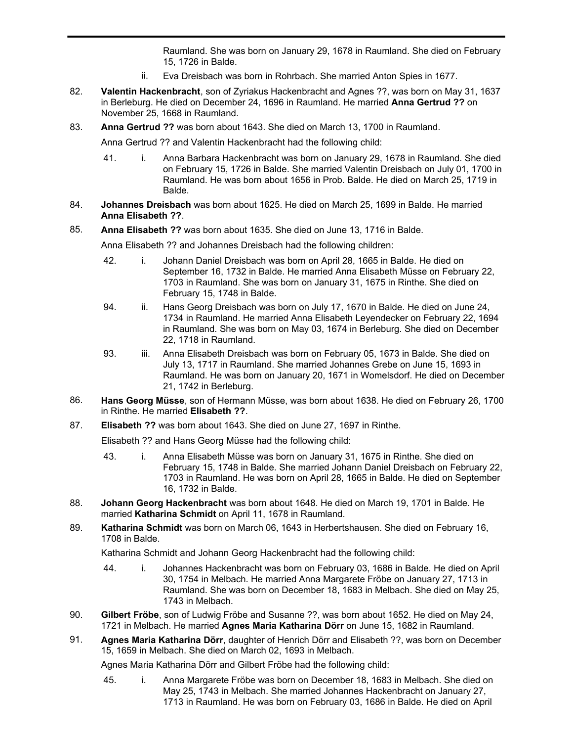Raumland. She was born on January 29, 1678 in Raumland. She died on February 15, 1726 in Balde.

ii. Eva Dreisbach was born in Rohrbach. She married Anton Spies in 1677.

82. **Valentin Hackenbracht**, son of Zyriakus Hackenbracht and Agnes ??, was born on May 31, 1637 in Berleburg. He died on December 24, 1696 in Raumland. He married **Anna Gertrud ??** on November 25, 1668 in Raumland.

83. **Anna Gertrud ??** was born about 1643. She died on March 13, 1700 in Raumland.

Anna Gertrud ?? and Valentin Hackenbracht had the following child:

41. i. Anna Barbara Hackenbracht was born on January 29, 1678 in Raumland. She died on February 15, 1726 in Balde. She married Valentin Dreisbach on July 01, 1700 in Raumland. He was born about 1656 in Prob. Balde. He died on March 25, 1719 in Balde.

84. **Johannes Dreisbach** was born about 1625. He died on March 25, 1699 in Balde. He married **Anna Elisabeth ??**.

85. **Anna Elisabeth ??** was born about 1635. She died on June 13, 1716 in Balde.

Anna Elisabeth ?? and Johannes Dreisbach had the following children:

42. i. Johann Daniel Dreisbach was born on April 28, 1665 in Balde. He died on September 16, 1732 in Balde. He married Anna Elisabeth Müsse on February 22, 1703 in Raumland. She was born on January 31, 1675 in Rinthe. She died on February 15, 1748 in Balde.

94. ii. Hans Georg Dreisbach was born on July 17, 1670 in Balde. He died on June 24, 1734 in Raumland. He married Anna Elisabeth Leyendecker on February 22, 1694 in Raumland. She was born on May 03, 1674 in Berleburg. She died on December 22, 1718 in Raumland.

93. iii. Anna Elisabeth Dreisbach was born on February 05, 1673 in Balde. She died on July 13, 1717 in Raumland. She married Johannes Grebe on June 15, 1693 in Raumland. He was born on January 20, 1671 in Womelsdorf. He died on December 21, 1742 in Berleburg.

86. **Hans Georg Müsse**, son of Hermann Müsse, was born about 1638. He died on February 26, 1700 in Rinthe. He married **Elisabeth ??**.

87. **Elisabeth ??** was born about 1643. She died on June 27, 1697 in Rinthe.

Elisabeth ?? and Hans Georg Müsse had the following child:

43. i. Anna Elisabeth Müsse was born on January 31, 1675 in Rinthe. She died on February 15, 1748 in Balde. She married Johann Daniel Dreisbach on February 22, 1703 in Raumland. He was born on April 28, 1665 in Balde. He died on September 16, 1732 in Balde.

88. **Johann Georg Hackenbracht** was born about 1648. He died on March 19, 1701 in Balde. He married **Katharina Schmidt** on April 11, 1678 in Raumland.

89. **Katharina Schmidt** was born on March 06, 1643 in Herbertshausen. She died on February 16, 1708 in Balde.

Katharina Schmidt and Johann Georg Hackenbracht had the following child:

44. i. Johannes Hackenbracht was born on February 03, 1686 in Balde. He died on April 30, 1754 in Melbach. He married Anna Margarete Fröbe on January 27, 1713 in Raumland. She was born on December 18, 1683 in Melbach. She died on May 25, 1743 in Melbach.

90. **Gilbert Fröbe**, son of Ludwig Fröbe and Susanne ??, was born about 1652. He died on May 24, 1721 in Melbach. He married **Agnes Maria Katharina Dörr** on June 15, 1682 in Raumland.

91. **Agnes Maria Katharina Dörr**, daughter of Henrich Dörr and Elisabeth ??, was born on December 15, 1659 in Melbach. She died on March 02, 1693 in Melbach.

Agnes Maria Katharina Dörr and Gilbert Fröbe had the following child:

45. i. Anna Margarete Fröbe was born on December 18, 1683 in Melbach. She died on May 25, 1743 in Melbach. She married Johannes Hackenbracht on January 27, 1713 in Raumland. He was born on February 03, 1686 in Balde. He died on April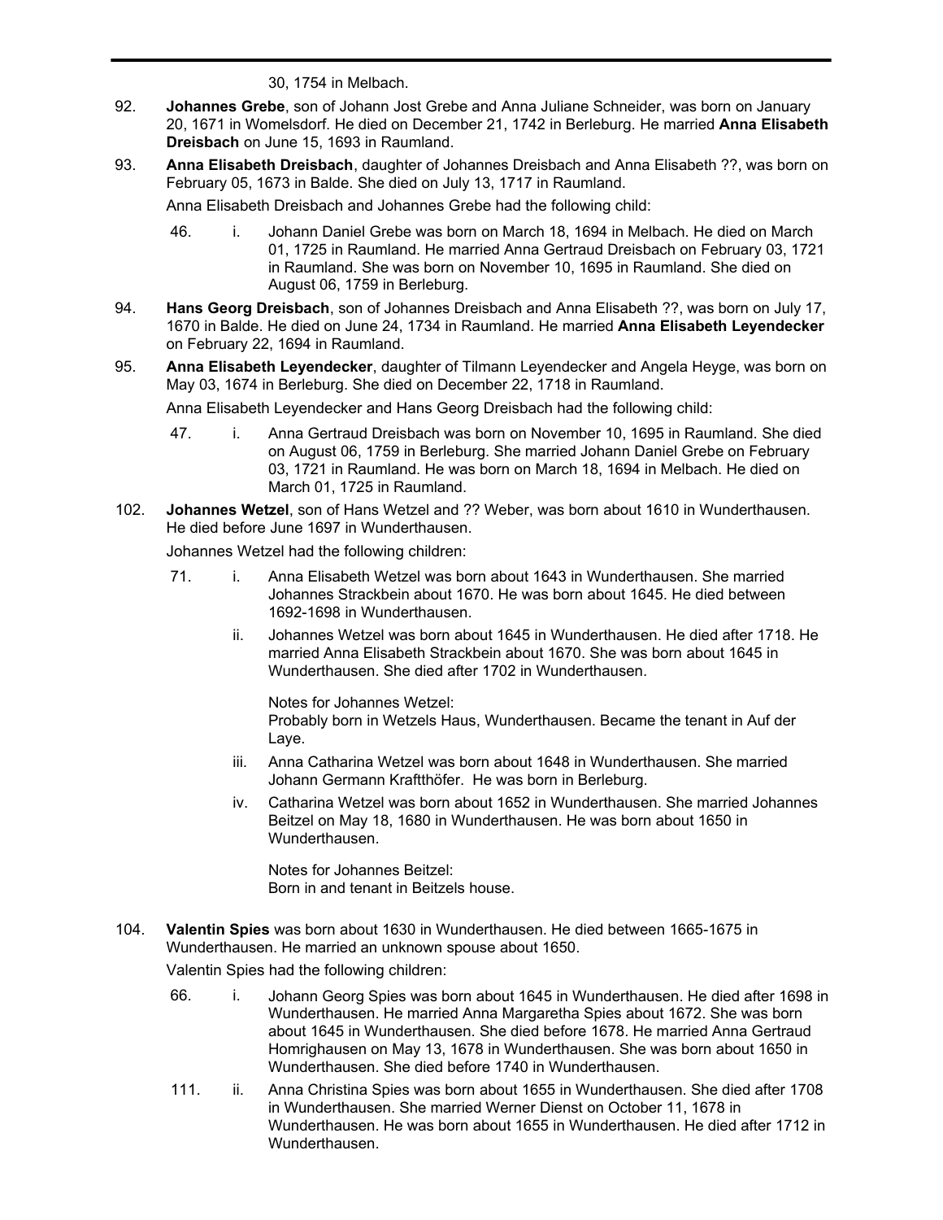30, 1754 in Melbach.

92. **Johannes Grebe**, son of Johann Jost Grebe and Anna Juliane Schneider, was born on January 20, 1671 in Womelsdorf. He died on December 21, 1742 in Berleburg. He married **Anna Elisabeth Dreisbach** on June 15, 1693 in Raumland.

93. **Anna Elisabeth Dreisbach**, daughter of Johannes Dreisbach and Anna Elisabeth ??, was born on February 05, 1673 in Balde. She died on July 13, 1717 in Raumland.

    Anna Elisabeth Dreisbach and Johannes Grebe had the following child:

    46. i. Johann Daniel Grebe was born on March 18, 1694 in Melbach. He died on March 01, 1725 in Raumland. He married Anna Gertraud Dreisbach on February 03, 1721 in Raumland. She was born on November 10, 1695 in Raumland. She died on August 06, 1759 in Berleburg.

94. **Hans Georg Dreisbach**, son of Johannes Dreisbach and Anna Elisabeth ??, was born on July 17, 1670 in Balde. He died on June 24, 1734 in Raumland. He married **Anna Elisabeth Leyendecker** on February 22, 1694 in Raumland.

95. **Anna Elisabeth Leyendecker**, daughter of Tilmann Leyendecker and Angela Heyge, was born on May 03, 1674 in Berleburg. She died on December 22, 1718 in Raumland.

    Anna Elisabeth Leyendecker and Hans Georg Dreisbach had the following child:

    47. i. Anna Gertraud Dreisbach was born on November 10, 1695 in Raumland. She died on August 06, 1759 in Berleburg. She married Johann Daniel Grebe on February 03, 1721 in Raumland. He was born on March 18, 1694 in Melbach. He died on March 01, 1725 in Raumland.

102. **Johannes Wetzel**, son of Hans Wetzel and ?? Weber, was born about 1610 in Wunderthausen. He died before June 1697 in Wunderthausen.

    Johannes Wetzel had the following children:

    71. i. Anna Elisabeth Wetzel was born about 1643 in Wunderthausen. She married Johannes Strackbein about 1670. He was born about 1645. He died between 1692-1698 in Wunderthausen.

    ii. Johannes Wetzel was born about 1645 in Wunderthausen. He died after 1718. He married Anna Elisabeth Strackbein about 1670. She was born about 1645 in Wunderthausen. She died after 1702 in Wunderthausen.

    Notes for Johannes Wetzel:
    Probably born in Wetzels Haus, Wunderthausen. Became the tenant in Auf der Laye.

    iii. Anna Catharina Wetzel was born about 1648 in Wunderthausen. She married Johann Germann Kraftthöfer. He was born in Berleburg.

    iv. Catharina Wetzel was born about 1652 in Wunderthausen. She married Johannes Beitzel on May 18, 1680 in Wunderthausen. He was born about 1650 in Wunderthausen.

    Notes for Johannes Beitzel:
    Born in and tenant in Beitzels house.

104. **Valentin Spies** was born about 1630 in Wunderthausen. He died between 1665-1675 in Wunderthausen. He married an unknown spouse about 1650.

    Valentin Spies had the following children:

    66. i. Johann Georg Spies was born about 1645 in Wunderthausen. He died after 1698 in Wunderthausen. He married Anna Margaretha Spies about 1672. She was born about 1645 in Wunderthausen. She died before 1678. He married Anna Gertraud Homrighausen on May 13, 1678 in Wunderthausen. She was born about 1650 in Wunderthausen. She died before 1740 in Wunderthausen.

    111. ii. Anna Christina Spies was born about 1655 in Wunderthausen. She died after 1708 in Wunderthausen. She married Werner Dienst on October 11, 1678 in Wunderthausen. He was born about 1655 in Wunderthausen. He died after 1712 in Wunderthausen.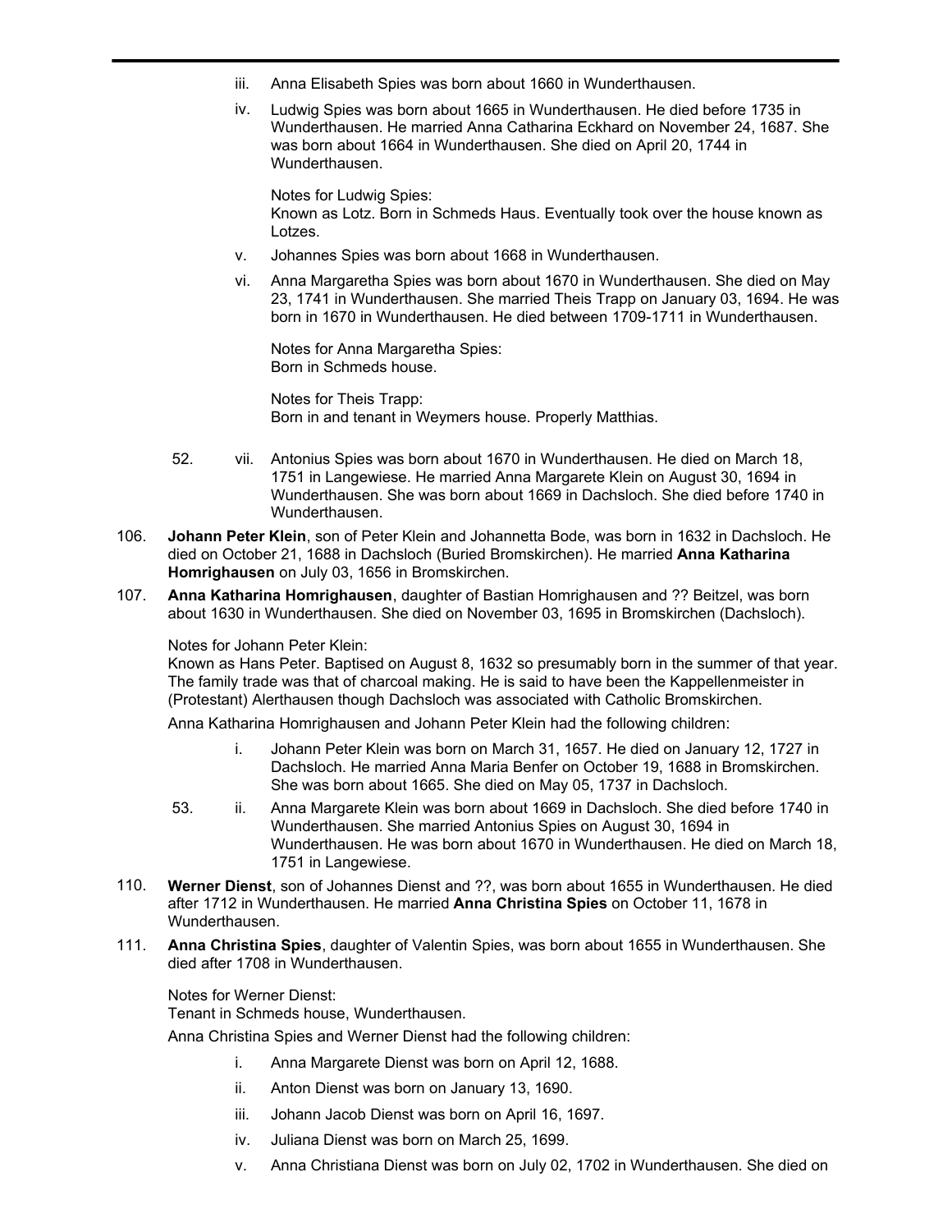iii. Anna Elisabeth Spies was born about 1660 in Wunderthausen.

iv. Ludwig Spies was born about 1665 in Wunderthausen. He died before 1735 in Wunderthausen. He married Anna Catharina Eckhard on November 24, 1687. She was born about 1664 in Wunderthausen. She died on April 20, 1744 in Wunderthausen.

Notes for Ludwig Spies:
Known as Lotz. Born in Schmeds Haus. Eventually took over the house known as Lotzes.

v. Johannes Spies was born about 1668 in Wunderthausen.

vi. Anna Margaretha Spies was born about 1670 in Wunderthausen. She died on May 23, 1741 in Wunderthausen. She married Theis Trapp on January 03, 1694. He was born in 1670 in Wunderthausen. He died between 1709-1711 in Wunderthausen.

Notes for Anna Margaretha Spies:
Born in Schmeds house.

Notes for Theis Trapp:
Born in and tenant in Weymers house. Properly Matthias.

52. vii. Antonius Spies was born about 1670 in Wunderthausen. He died on March 18, 1751 in Langewiese. He married Anna Margarete Klein on August 30, 1694 in Wunderthausen. She was born about 1669 in Dachsloch. She died before 1740 in Wunderthausen.

106. **Johann Peter Klein**, son of Peter Klein and Johannetta Bode, was born in 1632 in Dachsloch. He died on October 21, 1688 in Dachsloch (Buried Bromskirchen). He married **Anna Katharina Homrighausen** on July 03, 1656 in Bromskirchen.

107. **Anna Katharina Homrighausen**, daughter of Bastian Homrighausen and ?? Beitzel, was born about 1630 in Wunderthausen. She died on November 03, 1695 in Bromskirchen (Dachsloch).

Notes for Johann Peter Klein:
Known as Hans Peter. Baptised on August 8, 1632 so presumably born in the summer of that year. The family trade was that of charcoal making. He is said to have been the Kappellenmeister in (Protestant) Alerthausen though Dachsloch was associated with Catholic Bromskirchen.

Anna Katharina Homrighausen and Johann Peter Klein had the following children:

i. Johann Peter Klein was born on March 31, 1657. He died on January 12, 1727 in Dachsloch. He married Anna Maria Benfer on October 19, 1688 in Bromskirchen. She was born about 1665. She died on May 05, 1737 in Dachsloch.

53. ii. Anna Margarete Klein was born about 1669 in Dachsloch. She died before 1740 in Wunderthausen. She married Antonius Spies on August 30, 1694 in Wunderthausen. He was born about 1670 in Wunderthausen. He died on March 18, 1751 in Langewiese.

110. **Werner Dienst**, son of Johannes Dienst and ??, was born about 1655 in Wunderthausen. He died after 1712 in Wunderthausen. He married **Anna Christina Spies** on October 11, 1678 in Wunderthausen.

111. **Anna Christina Spies**, daughter of Valentin Spies, was born about 1655 in Wunderthausen. She died after 1708 in Wunderthausen.

Notes for Werner Dienst:
Tenant in Schmeds house, Wunderthausen.

Anna Christina Spies and Werner Dienst had the following children:

i. Anna Margarete Dienst was born on April 12, 1688.

ii. Anton Dienst was born on January 13, 1690.

iii. Johann Jacob Dienst was born on April 16, 1697.

iv. Juliana Dienst was born on March 25, 1699.

v. Anna Christiana Dienst was born on July 02, 1702 in Wunderthausen. She died on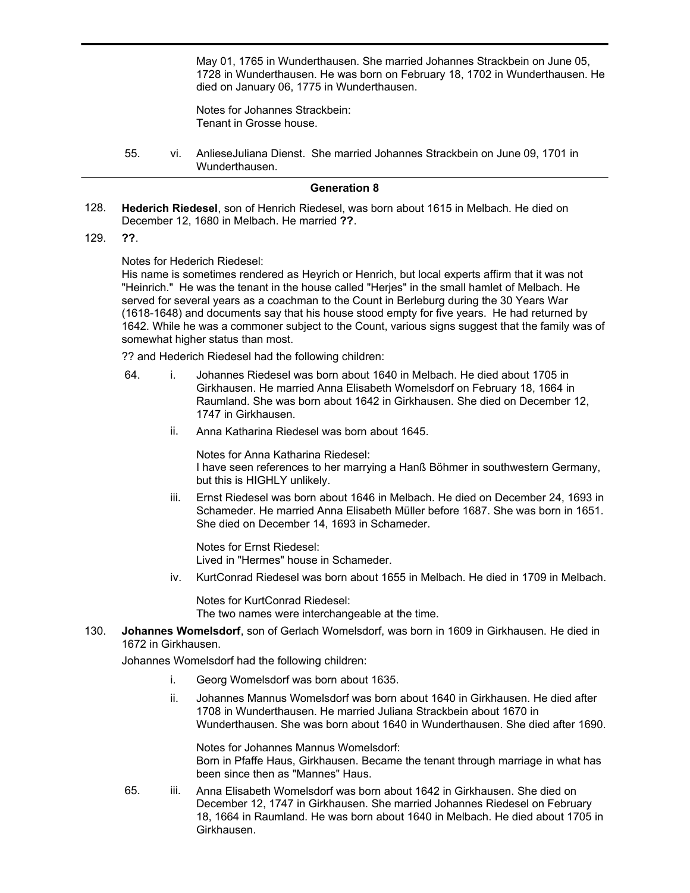May 01, 1765 in Wunderthausen. She married Johannes Strackbein on June 05, 1728 in Wunderthausen. He was born on February 18, 1702 in Wunderthausen. He died on January 06, 1775 in Wunderthausen.

Notes for Johannes Strackbein:
Tenant in Grosse house.

55. vi. AnlieseJuliana Dienst. She married Johannes Strackbein on June 09, 1701 in Wunderthausen.

## Generation 8

128. **Hederich Riedesel**, son of Henrich Riedesel, was born about 1615 in Melbach. He died on December 12, 1680 in Melbach. He married **??**.

129. **??**.

Notes for Hederich Riedesel:
His name is sometimes rendered as Heyrich or Henrich, but local experts affirm that it was not "Heinrich." He was the tenant in the house called "Herjes" in the small hamlet of Melbach. He served for several years as a coachman to the Count in Berleburg during the 30 Years War (1618-1648) and documents say that his house stood empty for five years. He had returned by 1642. While he was a commoner subject to the Count, various signs suggest that the family was of somewhat higher status than most.

?? and Hederich Riedesel had the following children:

64. i. Johannes Riedesel was born about 1640 in Melbach. He died about 1705 in Girkhausen. He married Anna Elisabeth Womelsdorf on February 18, 1664 in Raumland. She was born about 1642 in Girkhausen. She died on December 12, 1747 in Girkhausen.

ii. Anna Katharina Riedesel was born about 1645.

Notes for Anna Katharina Riedesel:
I have seen references to her marrying a Hanß Böhmer in southwestern Germany, but this is HIGHLY unlikely.

iii. Ernst Riedesel was born about 1646 in Melbach. He died on December 24, 1693 in Schameder. He married Anna Elisabeth Müller before 1687. She was born in 1651. She died on December 14, 1693 in Schameder.

Notes for Ernst Riedesel:
Lived in "Hermes" house in Schameder.

iv. KurtConrad Riedesel was born about 1655 in Melbach. He died in 1709 in Melbach.

Notes for KurtConrad Riedesel:
The two names were interchangeable at the time.

130. **Johannes Womelsdorf**, son of Gerlach Womelsdorf, was born in 1609 in Girkhausen. He died in 1672 in Girkhausen.

Johannes Womelsdorf had the following children:

i. Georg Womelsdorf was born about 1635.

ii. Johannes Mannus Womelsdorf was born about 1640 in Girkhausen. He died after 1708 in Wunderthausen. He married Juliana Strackbein about 1670 in Wunderthausen. She was born about 1640 in Wunderthausen. She died after 1690.

Notes for Johannes Mannus Womelsdorf:
Born in Pfaffe Haus, Girkhausen. Became the tenant through marriage in what has been since then as "Mannes" Haus.

65. iii. Anna Elisabeth Womelsdorf was born about 1642 in Girkhausen. She died on December 12, 1747 in Girkhausen. She married Johannes Riedesel on February 18, 1664 in Raumland. He was born about 1640 in Melbach. He died about 1705 in Girkhausen.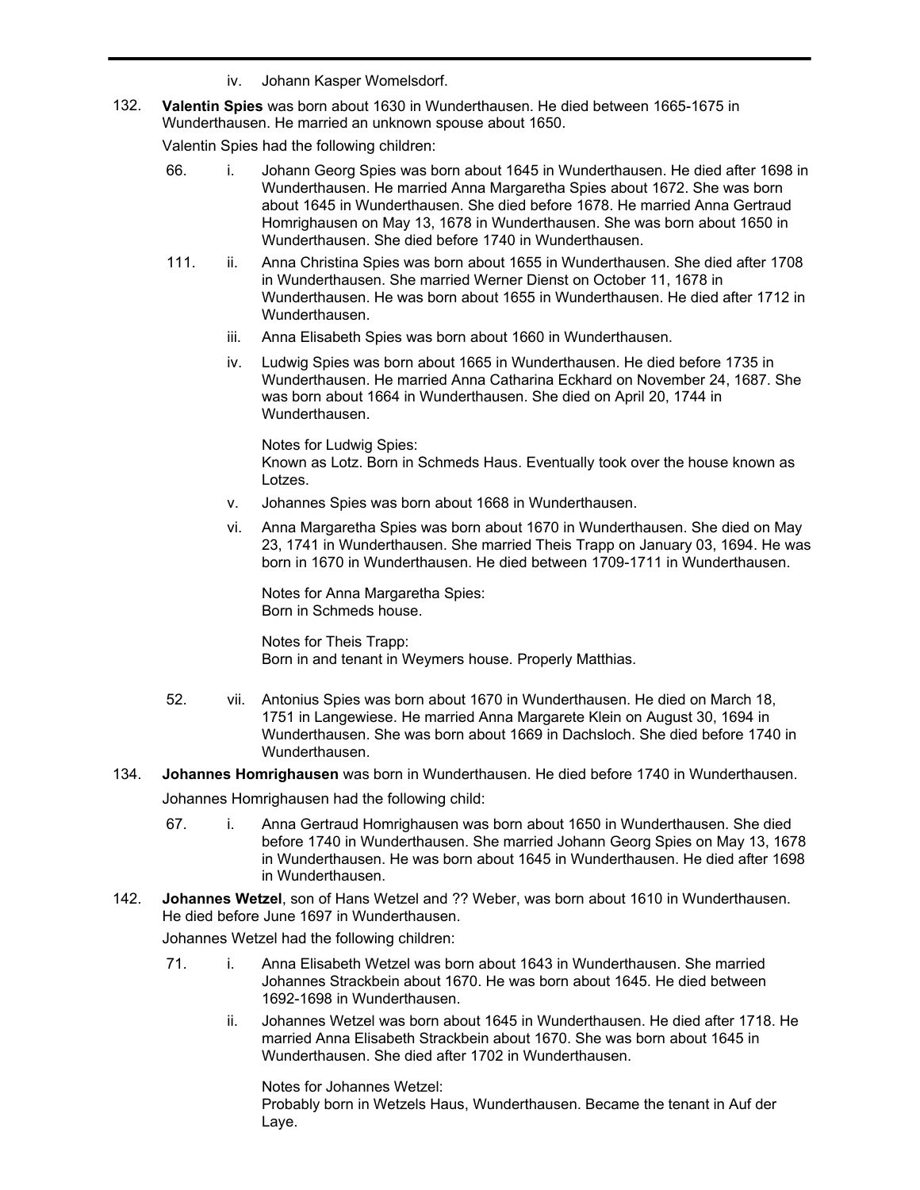iv. Johann Kasper Womelsdorf.

132. **Valentin Spies** was born about 1630 in Wunderthausen. He died between 1665-1675 in Wunderthausen. He married an unknown spouse about 1650.

Valentin Spies had the following children:

66. i. Johann Georg Spies was born about 1645 in Wunderthausen. He died after 1698 in Wunderthausen. He married Anna Margaretha Spies about 1672. She was born about 1645 in Wunderthausen. She died before 1678. He married Anna Gertraud Homrighausen on May 13, 1678 in Wunderthausen. She was born about 1650 in Wunderthausen. She died before 1740 in Wunderthausen.

111. ii. Anna Christina Spies was born about 1655 in Wunderthausen. She died after 1708 in Wunderthausen. She married Werner Dienst on October 11, 1678 in Wunderthausen. He was born about 1655 in Wunderthausen. He died after 1712 in Wunderthausen.

iii. Anna Elisabeth Spies was born about 1660 in Wunderthausen.

iv. Ludwig Spies was born about 1665 in Wunderthausen. He died before 1735 in Wunderthausen. He married Anna Catharina Eckhard on November 24, 1687. She was born about 1664 in Wunderthausen. She died on April 20, 1744 in Wunderthausen.

Notes for Ludwig Spies:
Known as Lotz. Born in Schmeds Haus. Eventually took over the house known as Lotzes.

v. Johannes Spies was born about 1668 in Wunderthausen.

vi. Anna Margaretha Spies was born about 1670 in Wunderthausen. She died on May 23, 1741 in Wunderthausen. She married Theis Trapp on January 03, 1694. He was born in 1670 in Wunderthausen. He died between 1709-1711 in Wunderthausen.

Notes for Anna Margaretha Spies:
Born in Schmeds house.

Notes for Theis Trapp:
Born in and tenant in Weymers house. Properly Matthias.

52. vii. Antonius Spies was born about 1670 in Wunderthausen. He died on March 18, 1751 in Langewiese. He married Anna Margarete Klein on August 30, 1694 in Wunderthausen. She was born about 1669 in Dachsloch. She died before 1740 in Wunderthausen.

134. **Johannes Homrighausen** was born in Wunderthausen. He died before 1740 in Wunderthausen.

Johannes Homrighausen had the following child:

67. i. Anna Gertraud Homrighausen was born about 1650 in Wunderthausen. She died before 1740 in Wunderthausen. She married Johann Georg Spies on May 13, 1678 in Wunderthausen. He was born about 1645 in Wunderthausen. He died after 1698 in Wunderthausen.

142. **Johannes Wetzel**, son of Hans Wetzel and ?? Weber, was born about 1610 in Wunderthausen. He died before June 1697 in Wunderthausen.

Johannes Wetzel had the following children:

71. i. Anna Elisabeth Wetzel was born about 1643 in Wunderthausen. She married Johannes Strackbein about 1670. He was born about 1645. He died between 1692-1698 in Wunderthausen.

ii. Johannes Wetzel was born about 1645 in Wunderthausen. He died after 1718. He married Anna Elisabeth Strackbein about 1670. She was born about 1645 in Wunderthausen. She died after 1702 in Wunderthausen.

Notes for Johannes Wetzel:
Probably born in Wetzels Haus, Wunderthausen. Became the tenant in Auf der Laye.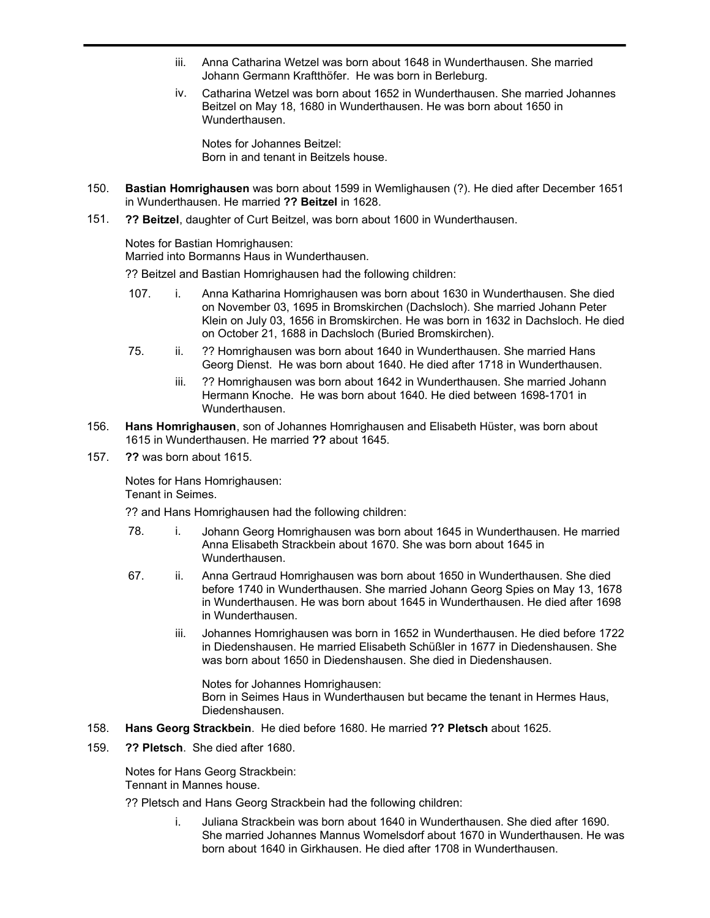iii. Anna Catharina Wetzel was born about 1648 in Wunderthausen. She married Johann Germann Kraftthöfer. He was born in Berleburg.

iv. Catharina Wetzel was born about 1652 in Wunderthausen. She married Johannes Beitzel on May 18, 1680 in Wunderthausen. He was born about 1650 in Wunderthausen.

Notes for Johannes Beitzel:
Born in and tenant in Beitzels house.

150. **Bastian Homrighausen** was born about 1599 in Wemlighausen (?). He died after December 1651 in Wunderthausen. He married **?? Beitzel** in 1628.

151. **?? Beitzel**, daughter of Curt Beitzel, was born about 1600 in Wunderthausen.

Notes for Bastian Homrighausen:
Married into Bormanns Haus in Wunderthausen.

?? Beitzel and Bastian Homrighausen had the following children:

107. i. Anna Katharina Homrighausen was born about 1630 in Wunderthausen. She died on November 03, 1695 in Bromskirchen (Dachsloch). She married Johann Peter Klein on July 03, 1656 in Bromskirchen. He was born in 1632 in Dachsloch. He died on October 21, 1688 in Dachsloch (Buried Bromskirchen).

75. ii. ?? Homrighausen was born about 1640 in Wunderthausen. She married Hans Georg Dienst. He was born about 1640. He died after 1718 in Wunderthausen.

iii. ?? Homrighausen was born about 1642 in Wunderthausen. She married Johann Hermann Knoche. He was born about 1640. He died between 1698-1701 in Wunderthausen.

156. **Hans Homrighausen**, son of Johannes Homrighausen and Elisabeth Hüster, was born about 1615 in Wunderthausen. He married **??** about 1645.

157. **??** was born about 1615.

Notes for Hans Homrighausen:
Tenant in Seimes.

?? and Hans Homrighausen had the following children:

78. i. Johann Georg Homrighausen was born about 1645 in Wunderthausen. He married Anna Elisabeth Strackbein about 1670. She was born about 1645 in Wunderthausen.

67. ii. Anna Gertraud Homrighausen was born about 1650 in Wunderthausen. She died before 1740 in Wunderthausen. She married Johann Georg Spies on May 13, 1678 in Wunderthausen. He was born about 1645 in Wunderthausen. He died after 1698 in Wunderthausen.

iii. Johannes Homrighausen was born in 1652 in Wunderthausen. He died before 1722 in Diedenshausen. He married Elisabeth Schüßler in 1677 in Diedenshausen. She was born about 1650 in Diedenshausen. She died in Diedenshausen.

Notes for Johannes Homrighausen:
Born in Seimes Haus in Wunderthausen but became the tenant in Hermes Haus, Diedenshausen.

158. **Hans Georg Strackbein**. He died before 1680. He married **?? Pletsch** about 1625.

159. **?? Pletsch**. She died after 1680.

Notes for Hans Georg Strackbein:
Tennant in Mannes house.

?? Pletsch and Hans Georg Strackbein had the following children:

i. Juliana Strackbein was born about 1640 in Wunderthausen. She died after 1690. She married Johannes Mannus Womelsdorf about 1670 in Wunderthausen. He was born about 1640 in Girkhausen. He died after 1708 in Wunderthausen.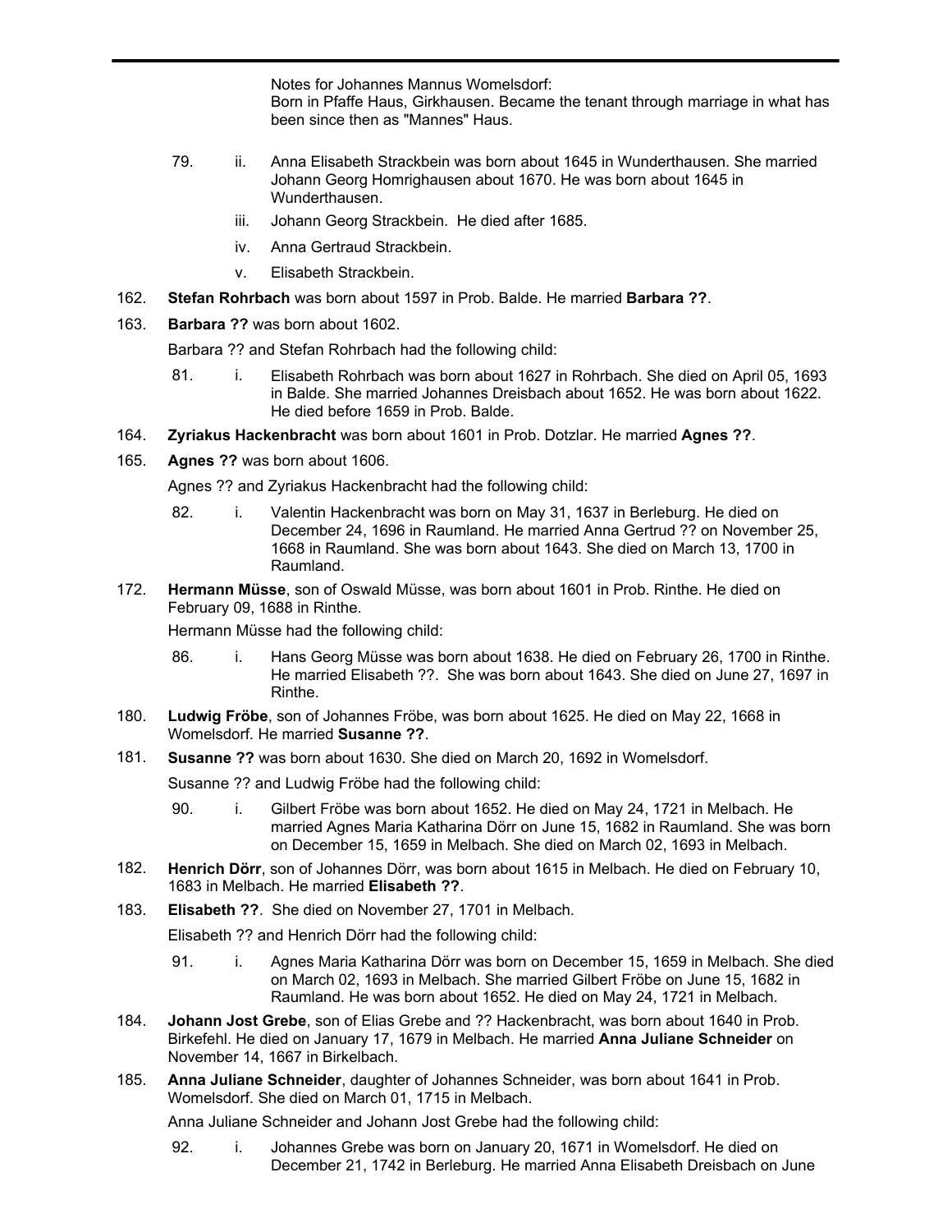Notes for Johannes Mannus Womelsdorf:
Born in Pfaffe Haus, Girkhausen. Became the tenant through marriage in what has been since then as "Mannes" Haus.

79. ii. Anna Elisabeth Strackbein was born about 1645 in Wunderthausen. She married Johann Georg Homrighausen about 1670. He was born about 1645 in Wunderthausen.

iii. Johann Georg Strackbein. He died after 1685.

iv. Anna Gertraud Strackbein.

v. Elisabeth Strackbein.

162. **Stefan Rohrbach** was born about 1597 in Prob. Balde. He married **Barbara ??**.

163. **Barbara ??** was born about 1602.

Barbara ?? and Stefan Rohrbach had the following child:

81. i. Elisabeth Rohrbach was born about 1627 in Rohrbach. She died on April 05, 1693 in Balde. She married Johannes Dreisbach about 1652. He was born about 1622. He died before 1659 in Prob. Balde.

164. **Zyriakus Hackenbracht** was born about 1601 in Prob. Dotzlar. He married **Agnes ??**.

165. **Agnes ??** was born about 1606.

Agnes ?? and Zyriakus Hackenbracht had the following child:

82. i. Valentin Hackenbracht was born on May 31, 1637 in Berleburg. He died on December 24, 1696 in Raumland. He married Anna Gertrud ?? on November 25, 1668 in Raumland. She was born about 1643. She died on March 13, 1700 in Raumland.

172. **Hermann Müsse**, son of Oswald Müsse, was born about 1601 in Prob. Rinthe. He died on February 09, 1688 in Rinthe.

Hermann Müsse had the following child:

86. i. Hans Georg Müsse was born about 1638. He died on February 26, 1700 in Rinthe. He married Elisabeth ??. She was born about 1643. She died on June 27, 1697 in Rinthe.

180. **Ludwig Fröbe**, son of Johannes Fröbe, was born about 1625. He died on May 22, 1668 in Womelsdorf. He married **Susanne ??**.

181. **Susanne ??** was born about 1630. She died on March 20, 1692 in Womelsdorf.

Susanne ?? and Ludwig Fröbe had the following child:

90. i. Gilbert Fröbe was born about 1652. He died on May 24, 1721 in Melbach. He married Agnes Maria Katharina Dörr on June 15, 1682 in Raumland. She was born on December 15, 1659 in Melbach. She died on March 02, 1693 in Melbach.

182. **Henrich Dörr**, son of Johannes Dörr, was born about 1615 in Melbach. He died on February 10, 1683 in Melbach. He married **Elisabeth ??**.

183. **Elisabeth ??**. She died on November 27, 1701 in Melbach.

Elisabeth ?? and Henrich Dörr had the following child:

91. i. Agnes Maria Katharina Dörr was born on December 15, 1659 in Melbach. She died on March 02, 1693 in Melbach. She married Gilbert Fröbe on June 15, 1682 in Raumland. He was born about 1652. He died on May 24, 1721 in Melbach.

184. **Johann Jost Grebe**, son of Elias Grebe and ?? Hackenbracht, was born about 1640 in Prob. Birkefehl. He died on January 17, 1679 in Melbach. He married **Anna Juliane Schneider** on November 14, 1667 in Birkelbach.

185. **Anna Juliane Schneider**, daughter of Johannes Schneider, was born about 1641 in Prob. Womelsdorf. She died on March 01, 1715 in Melbach.

Anna Juliane Schneider and Johann Jost Grebe had the following child:

92. i. Johannes Grebe was born on January 20, 1671 in Womelsdorf. He died on December 21, 1742 in Berleburg. He married Anna Elisabeth Dreisbach on June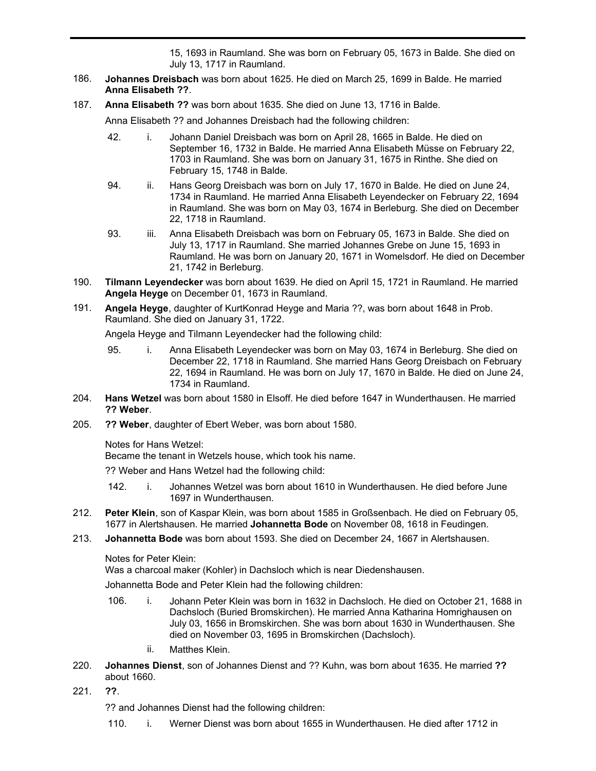15, 1693 in Raumland. She was born on February 05, 1673 in Balde. She died on July 13, 1717 in Raumland.

186. **Johannes Dreisbach** was born about 1625. He died on March 25, 1699 in Balde. He married **Anna Elisabeth ??**.

187. **Anna Elisabeth ??** was born about 1635. She died on June 13, 1716 in Balde.

Anna Elisabeth ?? and Johannes Dreisbach had the following children:

- 42. i. Johann Daniel Dreisbach was born on April 28, 1665 in Balde. He died on September 16, 1732 in Balde. He married Anna Elisabeth Müsse on February 22, 1703 in Raumland. She was born on January 31, 1675 in Rinthe. She died on February 15, 1748 in Balde.
- 94. ii. Hans Georg Dreisbach was born on July 17, 1670 in Balde. He died on June 24, 1734 in Raumland. He married Anna Elisabeth Leyendecker on February 22, 1694 in Raumland. She was born on May 03, 1674 in Berleburg. She died on December 22, 1718 in Raumland.
- 93. iii. Anna Elisabeth Dreisbach was born on February 05, 1673 in Balde. She died on July 13, 1717 in Raumland. She married Johannes Grebe on June 15, 1693 in Raumland. He was born on January 20, 1671 in Womelsdorf. He died on December 21, 1742 in Berleburg.

190. **Tilmann Leyendecker** was born about 1639. He died on April 15, 1721 in Raumland. He married **Angela Heyge** on December 01, 1673 in Raumland.

191. **Angela Heyge**, daughter of KurtKonrad Heyge and Maria ??, was born about 1648 in Prob. Raumland. She died on January 31, 1722.

Angela Heyge and Tilmann Leyendecker had the following child:

- 95. i. Anna Elisabeth Leyendecker was born on May 03, 1674 in Berleburg. She died on December 22, 1718 in Raumland. She married Hans Georg Dreisbach on February 22, 1694 in Raumland. He was born on July 17, 1670 in Balde. He died on June 24, 1734 in Raumland.

204. **Hans Wetzel** was born about 1580 in Elsoff. He died before 1647 in Wunderthausen. He married **?? Weber**.

205. **?? Weber**, daughter of Ebert Weber, was born about 1580.

Notes for Hans Wetzel:
Became the tenant in Wetzels house, which took his name.

?? Weber and Hans Wetzel had the following child:

- 142. i. Johannes Wetzel was born about 1610 in Wunderthausen. He died before June 1697 in Wunderthausen.

212. **Peter Klein**, son of Kaspar Klein, was born about 1585 in Großsenbach. He died on February 05, 1677 in Alertshausen. He married **Johannetta Bode** on November 08, 1618 in Feudingen.

213. **Johannetta Bode** was born about 1593. She died on December 24, 1667 in Alertshausen.

Notes for Peter Klein:
Was a charcoal maker (Kohler) in Dachsloch which is near Diedenshausen.

Johannetta Bode and Peter Klein had the following children:

- 106. i. Johann Peter Klein was born in 1632 in Dachsloch. He died on October 21, 1688 in Dachsloch (Buried Bromskirchen). He married Anna Katharina Homrighausen on July 03, 1656 in Bromskirchen. She was born about 1630 in Wunderthausen. She died on November 03, 1695 in Bromskirchen (Dachsloch).
- ii. Matthes Klein.

220. **Johannes Dienst**, son of Johannes Dienst and ?? Kuhn, was born about 1635. He married **??** about 1660.

221. **??**.

?? and Johannes Dienst had the following children:

- 110. i. Werner Dienst was born about 1655 in Wunderthausen. He died after 1712 in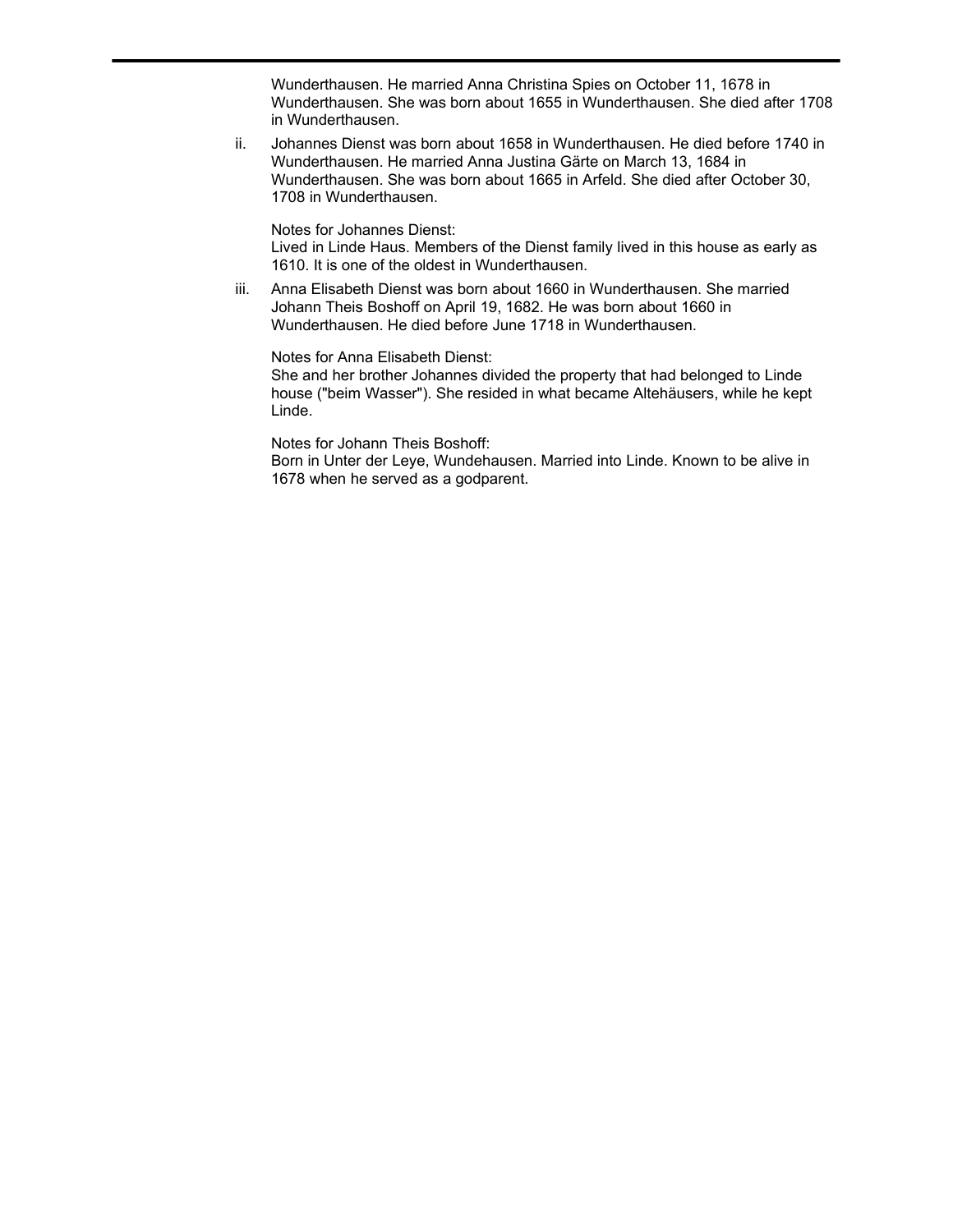Wunderthausen. He married Anna Christina Spies on October 11, 1678 in Wunderthausen. She was born about 1655 in Wunderthausen. She died after 1708 in Wunderthausen.

ii. Johannes Dienst was born about 1658 in Wunderthausen. He died before 1740 in Wunderthausen. He married Anna Justina Gärte on March 13, 1684 in Wunderthausen. She was born about 1665 in Arfeld. She died after October 30, 1708 in Wunderthausen.

Notes for Johannes Dienst:
Lived in Linde Haus. Members of the Dienst family lived in this house as early as 1610. It is one of the oldest in Wunderthausen.

iii. Anna Elisabeth Dienst was born about 1660 in Wunderthausen. She married Johann Theis Boshoff on April 19, 1682. He was born about 1660 in Wunderthausen. He died before June 1718 in Wunderthausen.

Notes for Anna Elisabeth Dienst:
She and her brother Johannes divided the property that had belonged to Linde house ("beim Wasser"). She resided in what became Altehäusers, while he kept Linde.

Notes for Johann Theis Boshoff:
Born in Unter der Leye, Wundehausen. Married into Linde. Known to be alive in 1678 when he served as a godparent.